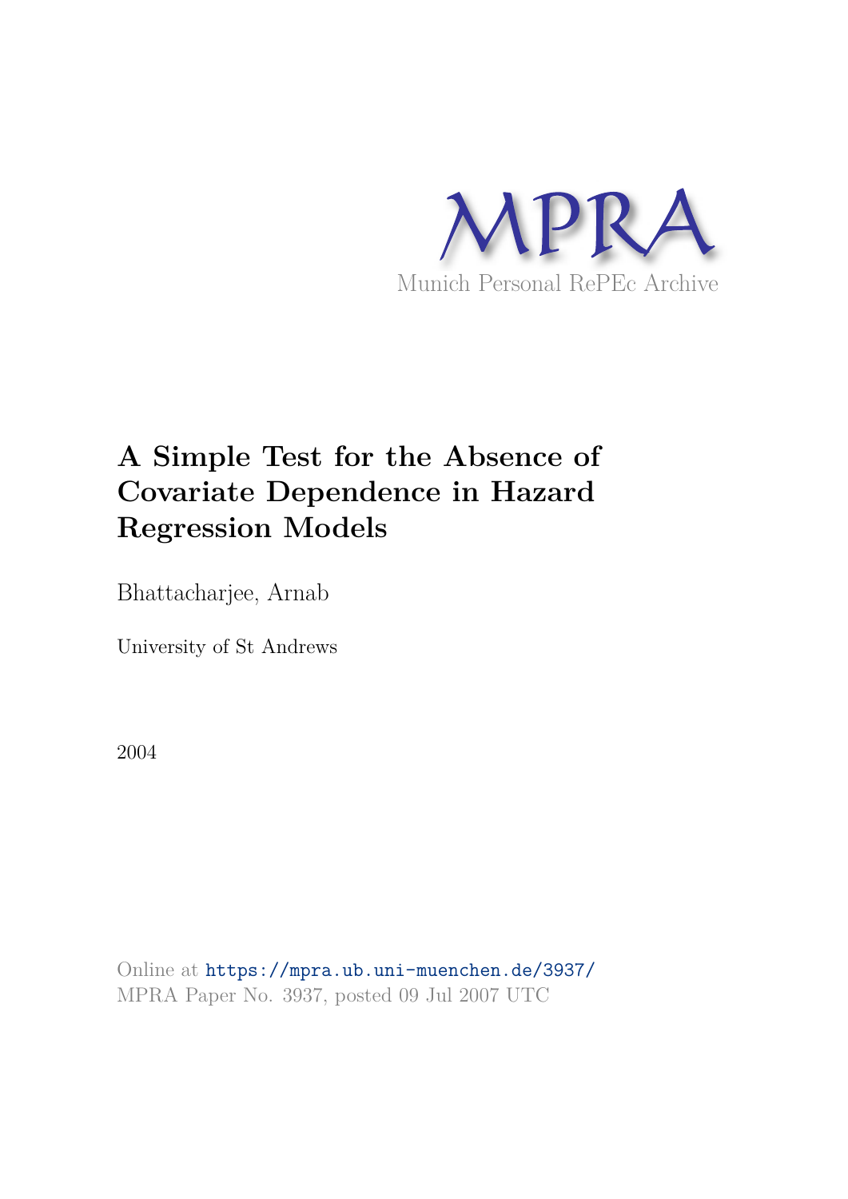MPRA

Munich Personal RePEc Archive

# A Simple Test for the Absence of Covariate Dependence in Hazard Regression Models

Bhattacharjee, Arnab

University of St Andrews

2004

Online at https://mpra.ub.uni-muenchen.de/3937/

MPRA Paper No. 3937, posted 09 Jul 2007 UTC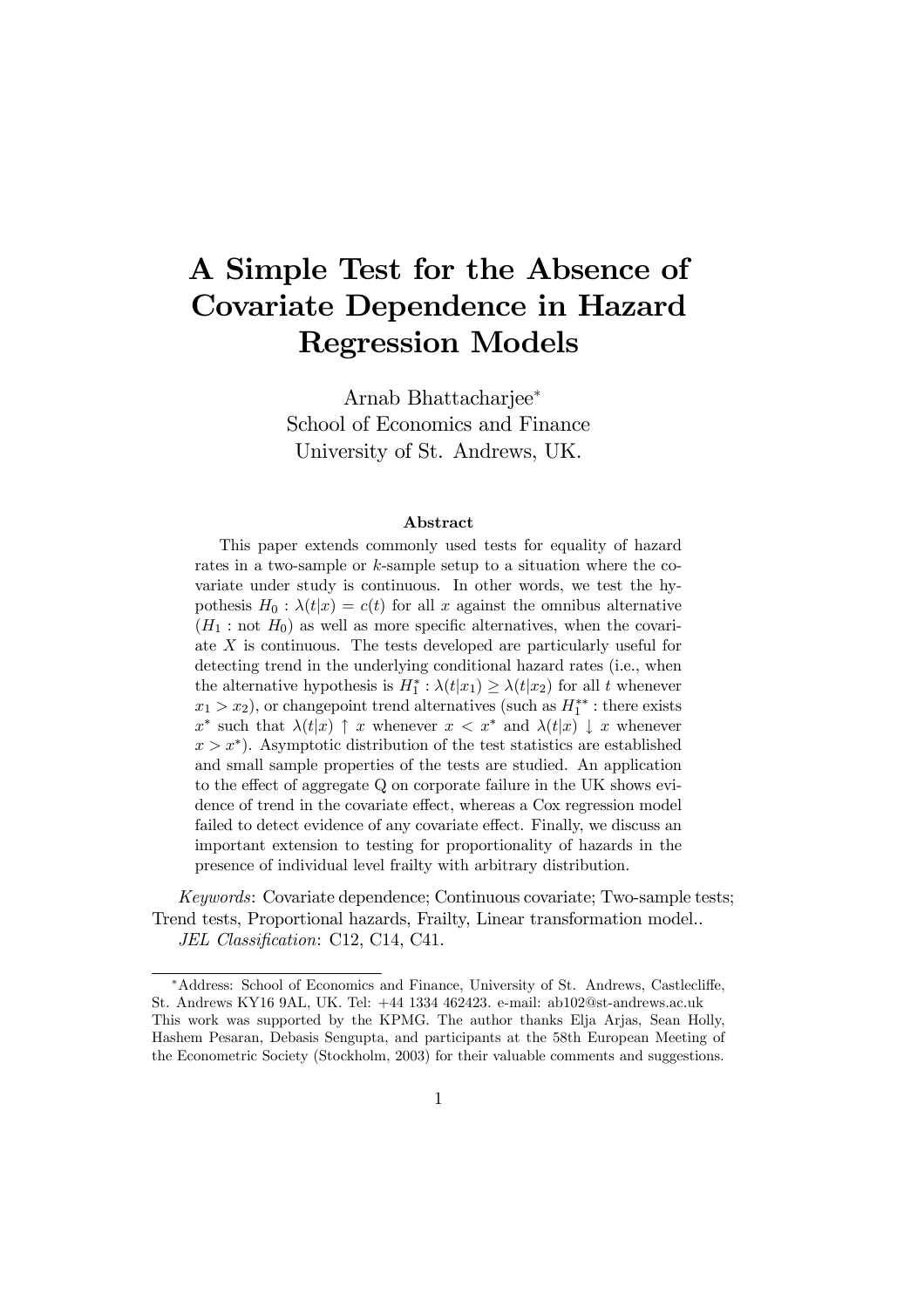# A Simple Test for the Absence of Covariate Dependence in Hazard Regression Models

Arnab Bhattacharjee*
School of Economics and Finance
University of St. Andrews, UK.

### Abstract

This paper extends commonly used tests for equality of hazard rates in a two-sample or $k$-sample setup to a situation where the covariate under study is continuous. In other words, we test the hypothesis $H_0 : \lambda(t|x) = c(t)$ for all $x$ against the omnibus alternative ($H_1$ : not $H_0$) as well as more specific alternatives, when the covariate $X$ is continuous. The tests developed are particularly useful for detecting trend in the underlying conditional hazard rates (i.e., when the alternative hypothesis is $H_1^* : \lambda(t|x_1) \geq \lambda(t|x_2)$ for all $t$ whenever $x_1 > x_2$), or changepoint trend alternatives (such as $H_1^{**}$ : there exists $x^*$ such that $\lambda(t|x) \uparrow x$ whenever $x < x^*$ and $\lambda(t|x) \downarrow x$ whenever $x > x^*$). Asymptotic distribution of the test statistics are established and small sample properties of the tests are studied. An application to the effect of aggregate Q on corporate failure in the UK shows evidence of trend in the covariate effect, whereas a Cox regression model failed to detect evidence of any covariate effect. Finally, we discuss an important extension to testing for proportionality of hazards in the presence of individual level frailty with arbitrary distribution.

*Keywords*: Covariate dependence; Continuous covariate; Two-sample tests; Trend tests, Proportional hazards, Frailty, Linear transformation model..

*JEL Classification*: C12, C14, C41.

---

*Address: School of Economics and Finance, University of St. Andrews, Castlecliffe, St. Andrews KY16 9AL, UK. Tel: +44 1334 462423. e-mail: ab102@st-andrews.ac.uk
This work was supported by the KPMG. The author thanks Elja Arjas, Sean Holly, Hashem Pesaran, Debasis Sengupta, and participants at the 58th European Meeting of the Econometric Society (Stockholm, 2003) for their valuable comments and suggestions.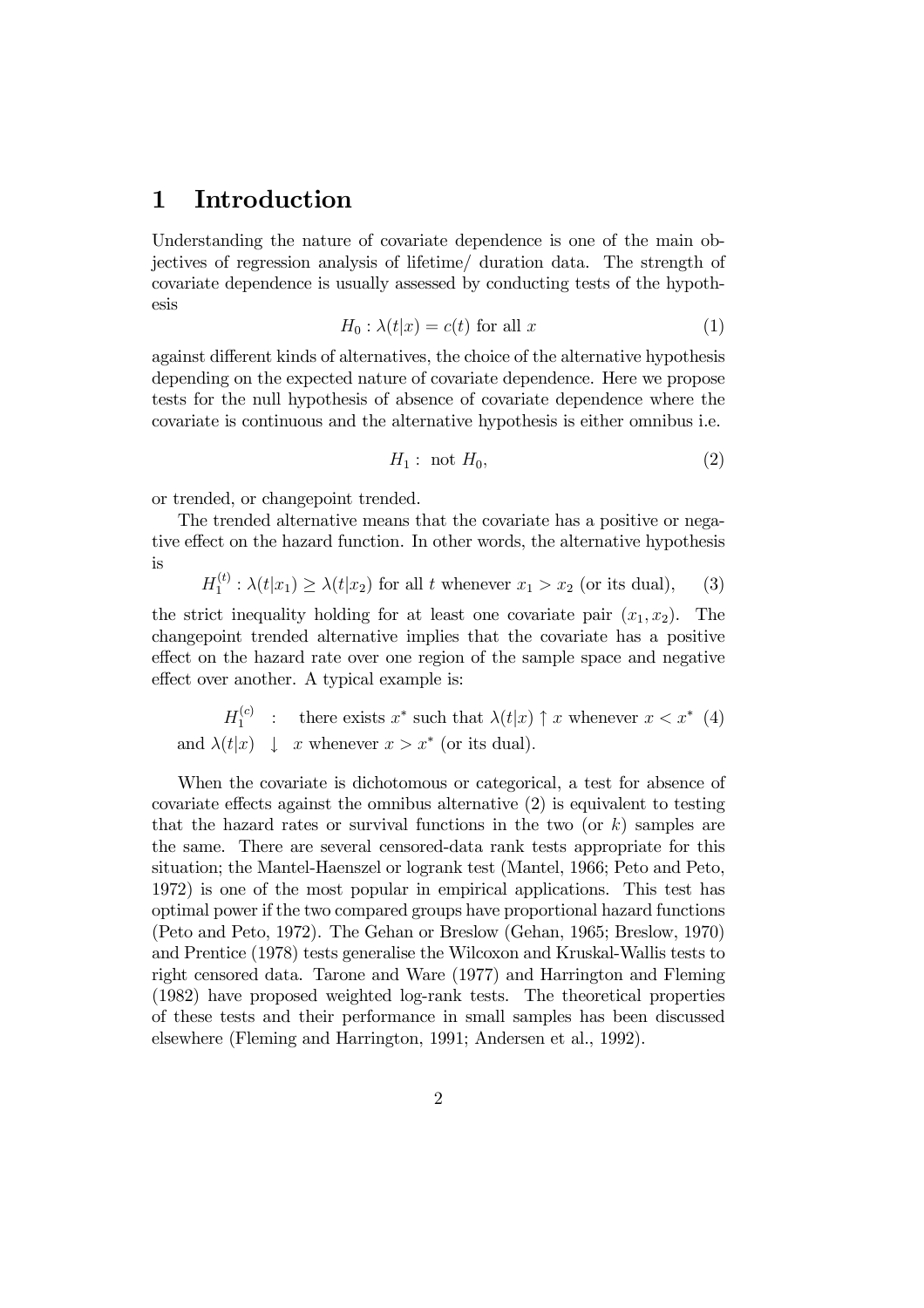# 1 Introduction

Understanding the nature of covariate dependence is one of the main objectives of regression analysis of lifetime/ duration data. The strength of covariate dependence is usually assessed by conducting tests of the hypothesis

$$H_0 : \lambda(t|x) = c(t) \text{ for all } x \tag{1}$$

against different kinds of alternatives, the choice of the alternative hypothesis depending on the expected nature of covariate dependence. Here we propose tests for the null hypothesis of absence of covariate dependence where the covariate is continuous and the alternative hypothesis is either omnibus i.e.

$$H_1 : \text{ not } H_0, \tag{2}$$

or trended, or changepoint trended.

The trended alternative means that the covariate has a positive or negative effect on the hazard function. In other words, the alternative hypothesis is

$$H_1^{(t)} : \lambda(t|x_1) \geq \lambda(t|x_2) \text{ for all } t \text{ whenever } x_1 > x_2 \text{ (or its dual),} \tag{3}$$

the strict inequality holding for at least one covariate pair $(x_1, x_2)$. The changepoint trended alternative implies that the covariate has a positive effect on the hazard rate over one region of the sample space and negative effect over another. A typical example is:

$$H_1^{(c)} \quad : \quad \text{there exists } x^* \text{ such that } \lambda(t|x) \uparrow x \text{ whenever } x < x^* \tag{4}$$
$$\text{and } \lambda(t|x) \;\; \downarrow \;\; x \text{ whenever } x > x^* \text{ (or its dual).}$$

When the covariate is dichotomous or categorical, a test for absence of covariate effects against the omnibus alternative (2) is equivalent to testing that the hazard rates or survival functions in the two (or $k$) samples are the same. There are several censored-data rank tests appropriate for this situation; the Mantel-Haenszel or logrank test (Mantel, 1966; Peto and Peto, 1972) is one of the most popular in empirical applications. This test has optimal power if the two compared groups have proportional hazard functions (Peto and Peto, 1972). The Gehan or Breslow (Gehan, 1965; Breslow, 1970) and Prentice (1978) tests generalise the Wilcoxon and Kruskal-Wallis tests to right censored data. Tarone and Ware (1977) and Harrington and Fleming (1982) have proposed weighted log-rank tests. The theoretical properties of these tests and their performance in small samples has been discussed elsewhere (Fleming and Harrington, 1991; Andersen et al., 1992).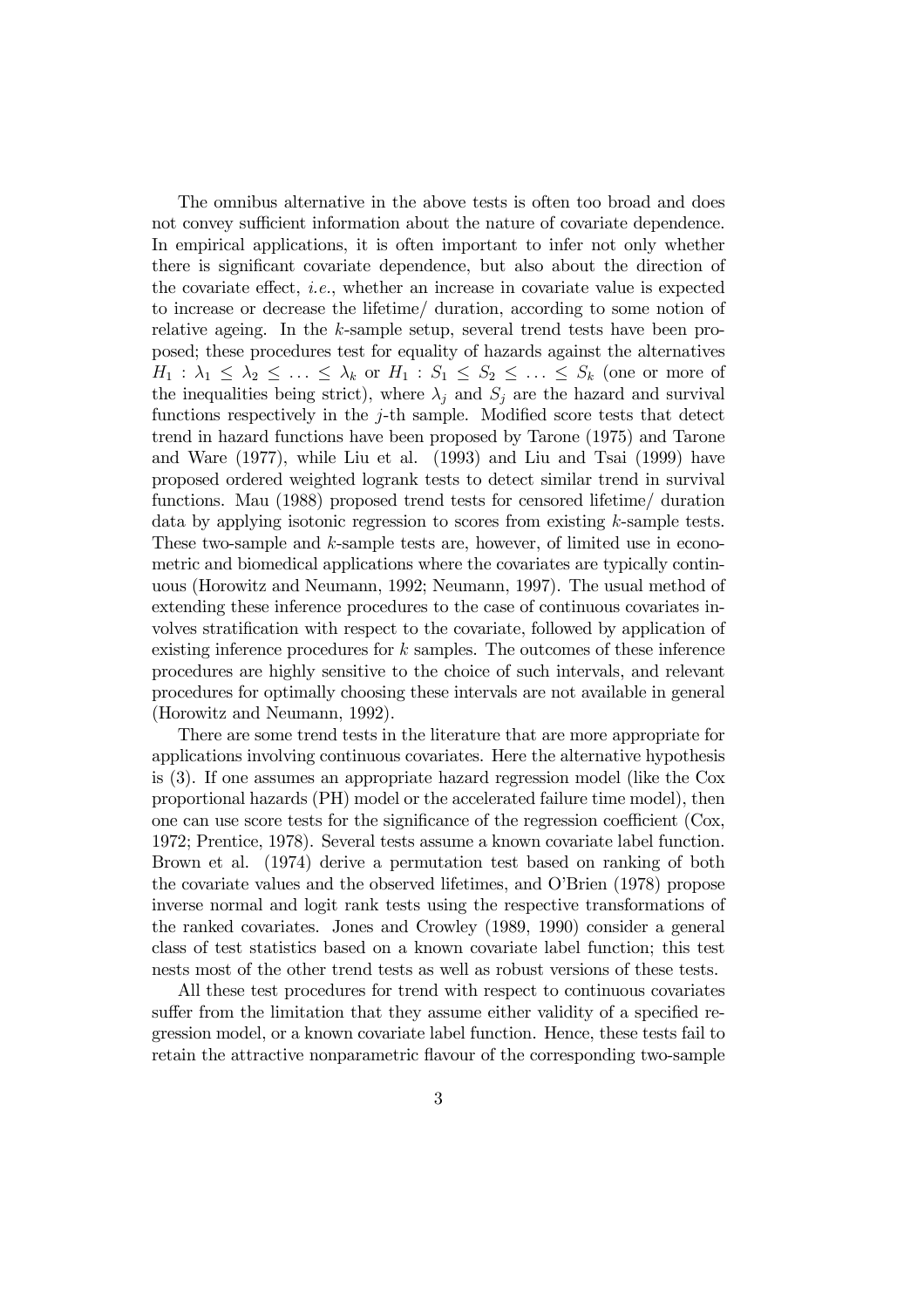The omnibus alternative in the above tests is often too broad and does not convey sufficient information about the nature of covariate dependence. In empirical applications, it is often important to infer not only whether there is significant covariate dependence, but also about the direction of the covariate effect, *i.e.*, whether an increase in covariate value is expected to increase or decrease the lifetime/ duration, according to some notion of relative ageing. In the $k$-sample setup, several trend tests have been proposed; these procedures test for equality of hazards against the alternatives $H_1 : \lambda_1 \leq \lambda_2 \leq \ldots \leq \lambda_k$ or $H_1 : S_1 \leq S_2 \leq \ldots \leq S_k$ (one or more of the inequalities being strict), where $\lambda_j$ and $S_j$ are the hazard and survival functions respectively in the $j$-th sample. Modified score tests that detect trend in hazard functions have been proposed by Tarone (1975) and Tarone and Ware (1977), while Liu et al. (1993) and Liu and Tsai (1999) have proposed ordered weighted logrank tests to detect similar trend in survival functions. Mau (1988) proposed trend tests for censored lifetime/ duration data by applying isotonic regression to scores from existing $k$-sample tests. These two-sample and $k$-sample tests are, however, of limited use in econometric and biomedical applications where the covariates are typically continuous (Horowitz and Neumann, 1992; Neumann, 1997). The usual method of extending these inference procedures to the case of continuous covariates involves stratification with respect to the covariate, followed by application of existing inference procedures for $k$ samples. The outcomes of these inference procedures are highly sensitive to the choice of such intervals, and relevant procedures for optimally choosing these intervals are not available in general (Horowitz and Neumann, 1992).

There are some trend tests in the literature that are more appropriate for applications involving continuous covariates. Here the alternative hypothesis is (3). If one assumes an appropriate hazard regression model (like the Cox proportional hazards (PH) model or the accelerated failure time model), then one can use score tests for the significance of the regression coefficient (Cox, 1972; Prentice, 1978). Several tests assume a known covariate label function. Brown et al. (1974) derive a permutation test based on ranking of both the covariate values and the observed lifetimes, and O'Brien (1978) propose inverse normal and logit rank tests using the respective transformations of the ranked covariates. Jones and Crowley (1989, 1990) consider a general class of test statistics based on a known covariate label function; this test nests most of the other trend tests as well as robust versions of these tests.

All these test procedures for trend with respect to continuous covariates suffer from the limitation that they assume either validity of a specified regression model, or a known covariate label function. Hence, these tests fail to retain the attractive nonparametric flavour of the corresponding two-sample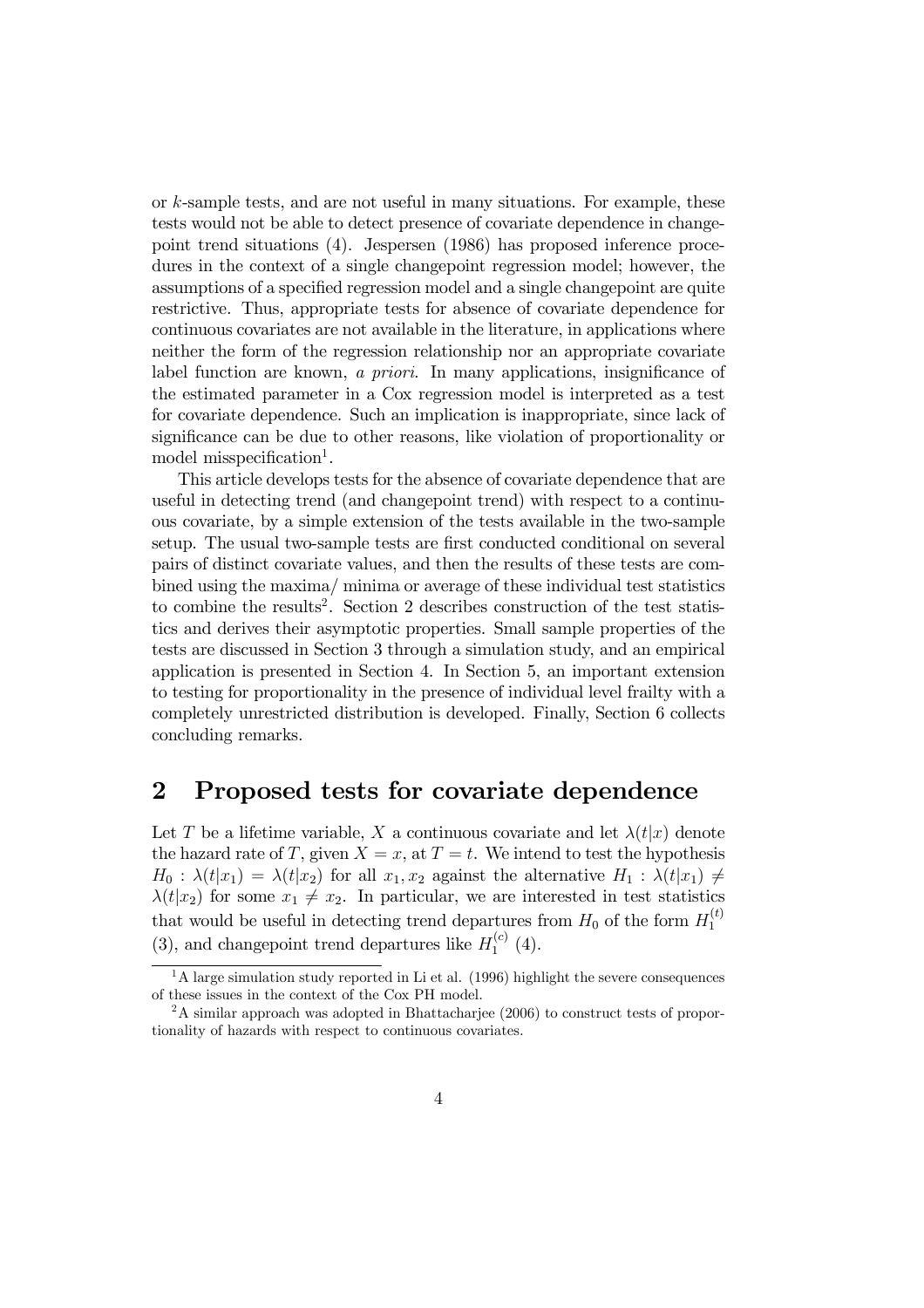or $k$-sample tests, and are not useful in many situations. For example, these tests would not be able to detect presence of covariate dependence in changepoint trend situations (4). Jespersen (1986) has proposed inference procedures in the context of a single changepoint regression model; however, the assumptions of a specified regression model and a single changepoint are quite restrictive. Thus, appropriate tests for absence of covariate dependence for continuous covariates are not available in the literature, in applications where neither the form of the regression relationship nor an appropriate covariate label function are known, *a priori*. In many applications, insignificance of the estimated parameter in a Cox regression model is interpreted as a test for covariate dependence. Such an implication is inappropriate, since lack of significance can be due to other reasons, like violation of proportionality or model misspecification[1].

This article develops tests for the absence of covariate dependence that are useful in detecting trend (and changepoint trend) with respect to a continuous covariate, by a simple extension of the tests available in the two-sample setup. The usual two-sample tests are first conducted conditional on several pairs of distinct covariate values, and then the results of these tests are combined using the maxima/ minima or average of these individual test statistics to combine the results[2]. Section 2 describes construction of the test statistics and derives their asymptotic properties. Small sample properties of the tests are discussed in Section 3 through a simulation study, and an empirical application is presented in Section 4. In Section 5, an important extension to testing for proportionality in the presence of individual level frailty with a completely unrestricted distribution is developed. Finally, Section 6 collects concluding remarks.

## 2 Proposed tests for covariate dependence

Let $T$ be a lifetime variable, $X$ a continuous covariate and let $\lambda(t|x)$ denote the hazard rate of $T$, given $X = x$, at $T = t$. We intend to test the hypothesis $H_0 : \lambda(t|x_1) = \lambda(t|x_2)$ for all $x_1, x_2$ against the alternative $H_1 : \lambda(t|x_1) \neq \lambda(t|x_2)$ for some $x_1 \neq x_2$. In particular, we are interested in test statistics that would be useful in detecting trend departures from $H_0$ of the form $H_1^{(t)}$ (3), and changepoint trend departures like $H_1^{(c)}$ (4).

[1] A large simulation study reported in Li et al. (1996) highlight the severe consequences of these issues in the context of the Cox PH model.

[2] A similar approach was adopted in Bhattacharjee (2006) to construct tests of proportionality of hazards with respect to continuous covariates.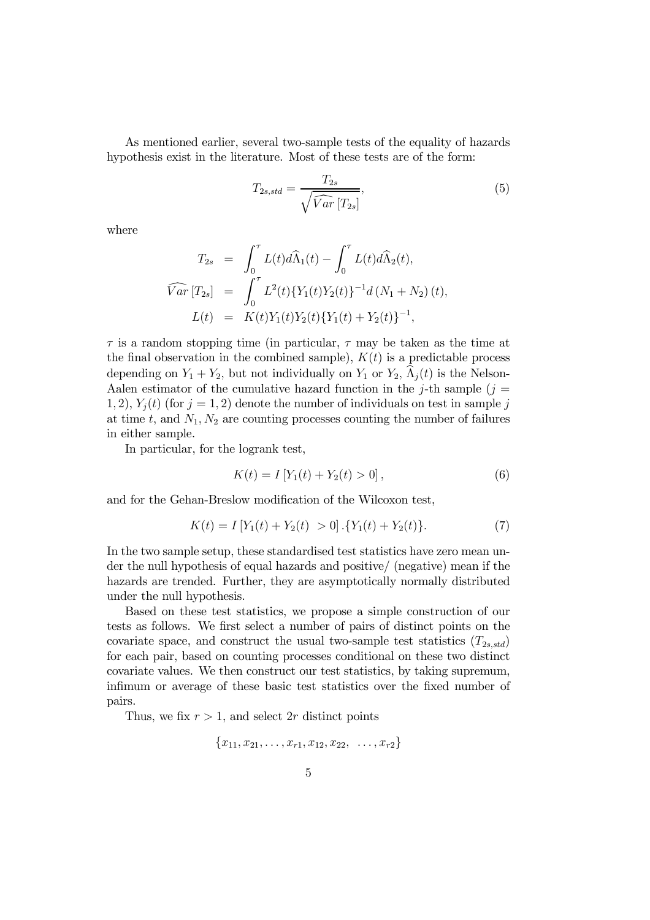As mentioned earlier, several two-sample tests of the equality of hazards hypothesis exist in the literature. Most of these tests are of the form:

$$T_{2s,std} = \frac{T_{2s}}{\sqrt{\widehat{Var}\left[T_{2s}\right]}}, \tag{5}$$

where

$$\begin{aligned}
T_{2s} &= \int_0^\tau L(t) d\widehat{\Lambda}_1(t) - \int_0^\tau L(t) d\widehat{\Lambda}_2(t), \\
\widehat{Var}\left[T_{2s}\right] &= \int_0^\tau L^2(t) \{Y_1(t) Y_2(t)\}^{-1} d\left(N_1 + N_2\right)(t), \\
L(t) &= K(t) Y_1(t) Y_2(t) \{Y_1(t) + Y_2(t)\}^{-1},
\end{aligned}$$

$\tau$ is a random stopping time (in particular, $\tau$ may be taken as the time at the final observation in the combined sample), $K(t)$ is a predictable process depending on $Y_1 + Y_2$, but not individually on $Y_1$ or $Y_2$, $\widehat{\Lambda}_j(t)$ is the Nelson-Aalen estimator of the cumulative hazard function in the $j$-th sample ($j = 1, 2$), $Y_j(t)$ (for $j = 1, 2$) denote the number of individuals on test in sample $j$ at time $t$, and $N_1, N_2$ are counting processes counting the number of failures in either sample.

In particular, for the logrank test,

$$K(t) = I\left[Y_1(t) + Y_2(t) > 0\right], \tag{6}$$

and for the Gehan-Breslow modification of the Wilcoxon test,

$$K(t) = I\left[Y_1(t) + Y_2(t) > 0\right] . \{Y_1(t) + Y_2(t)\}. \tag{7}$$

In the two sample setup, these standardised test statistics have zero mean under the null hypothesis of equal hazards and positive/ (negative) mean if the hazards are trended. Further, they are asymptotically normally distributed under the null hypothesis.

Based on these test statistics, we propose a simple construction of our tests as follows. We first select a number of pairs of distinct points on the covariate space, and construct the usual two-sample test statistics ($T_{2s,std}$) for each pair, based on counting processes conditional on these two distinct covariate values. We then construct our test statistics, by taking supremum, infimum or average of these basic test statistics over the fixed number of pairs.

Thus, we fix $r > 1$, and select $2r$ distinct points

$$\{x_{11}, x_{21}, \ldots, x_{r1}, x_{12}, x_{22}, \ \ldots, x_{r2}\}$$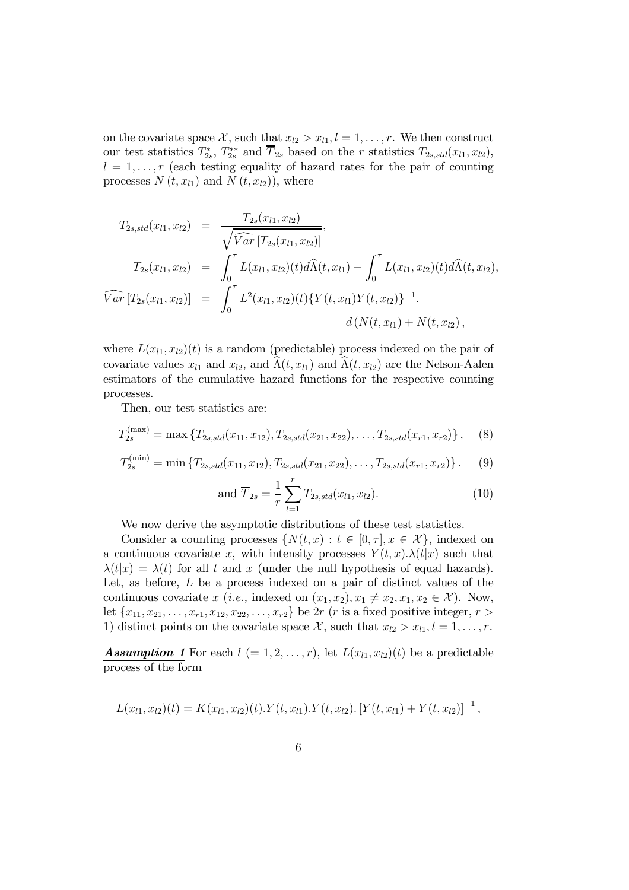on the covariate space $\mathcal{X}$, such that $x_{l2} > x_{l1}, l = 1, \ldots, r$. We then construct our test statistics $T_{2s}^{*}$, $T_{2s}^{**}$ and $\overline{T}_{2s}$ based on the $r$ statistics $T_{2s,std}(x_{l1}, x_{l2})$, $l = 1, \ldots, r$ (each testing equality of hazard rates for the pair of counting processes $N(t, x_{l1})$ and $N(t, x_{l2})$), where

$$
\begin{aligned}
T_{2s,std}(x_{l1}, x_{l2}) &= \frac{T_{2s}(x_{l1}, x_{l2})}{\sqrt{\widehat{Var}\left[T_{2s}(x_{l1}, x_{l2})\right]}}, \\
T_{2s}(x_{l1}, x_{l2}) &= \int_0^{\tau} L(x_{l1}, x_{l2})(t) d\widehat{\Lambda}(t, x_{l1}) - \int_0^{\tau} L(x_{l1}, x_{l2})(t) d\widehat{\Lambda}(t, x_{l2}), \\
\widehat{Var}\left[T_{2s}(x_{l1}, x_{l2})\right] &= \int_0^{\tau} L^2(x_{l1}, x_{l2})(t) \{Y(t, x_{l1}) Y(t, x_{l2})\}^{-1}. \\
&\qquad\qquad d\left(N(t, x_{l1}) + N(t, x_{l2}\right),
\end{aligned}
$$

where $L(x_{l1}, x_{l2})(t)$ is a random (predictable) process indexed on the pair of covariate values $x_{l1}$ and $x_{l2}$, and $\widehat{\Lambda}(t, x_{l1})$ and $\widehat{\Lambda}(t, x_{l2})$ are the Nelson-Aalen estimators of the cumulative hazard functions for the respective counting processes.

Then, our test statistics are:

$$
T_{2s}^{(\max)} = \max\left\{T_{2s,std}(x_{11}, x_{12}), T_{2s,std}(x_{21}, x_{22}), \ldots, T_{2s,std}(x_{r1}, x_{r2})\right\}, \quad (8)
$$

$$
T_{2s}^{(\min)} = \min\left\{T_{2s,std}(x_{11}, x_{12}), T_{2s,std}(x_{21}, x_{22}), \ldots, T_{2s,std}(x_{r1}, x_{r2})\right\}. \quad (9)
$$

$$
\text{and } \overline{T}_{2s} = \frac{1}{r} \sum_{l=1}^{r} T_{2s,std}(x_{l1}, x_{l2}). \quad (10)
$$

We now derive the asymptotic distributions of these test statistics.

Consider a counting processes $\{N(t, x) : t \in [0, \tau], x \in \mathcal{X}\}$, indexed on a continuous covariate $x$, with intensity processes $Y(t, x).\lambda(t|x)$ such that $\lambda(t|x) = \lambda(t)$ for all $t$ and $x$ (under the null hypothesis of equal hazards). Let, as before, $L$ be a process indexed on a pair of distinct values of the continuous covariate $x$ (*i.e.,* indexed on $(x_1, x_2), x_1 \neq x_2, x_1, x_2 \in \mathcal{X}$). Now, let $\{x_{11}, x_{21}, \ldots, x_{r1}, x_{12}, x_{22}, \ldots, x_{r2}\}$ be $2r$ ($r$ is a fixed positive integer, $r > 1$) distinct points on the covariate space $\mathcal{X}$, such that $x_{l2} > x_{l1}, l = 1, \ldots, r$.

***Assumption 1*** For each $l$ $(= 1, 2, \ldots, r)$, let $L(x_{l1}, x_{l2})(t)$ be a predictable process of the form

$$
L(x_{l1}, x_{l2})(t) = K(x_{l1}, x_{l2})(t).Y(t, x_{l1}).Y(t, x_{l2}).\left[Y(t, x_{l1}) + Y(t, x_{l2})\right]^{-1},
$$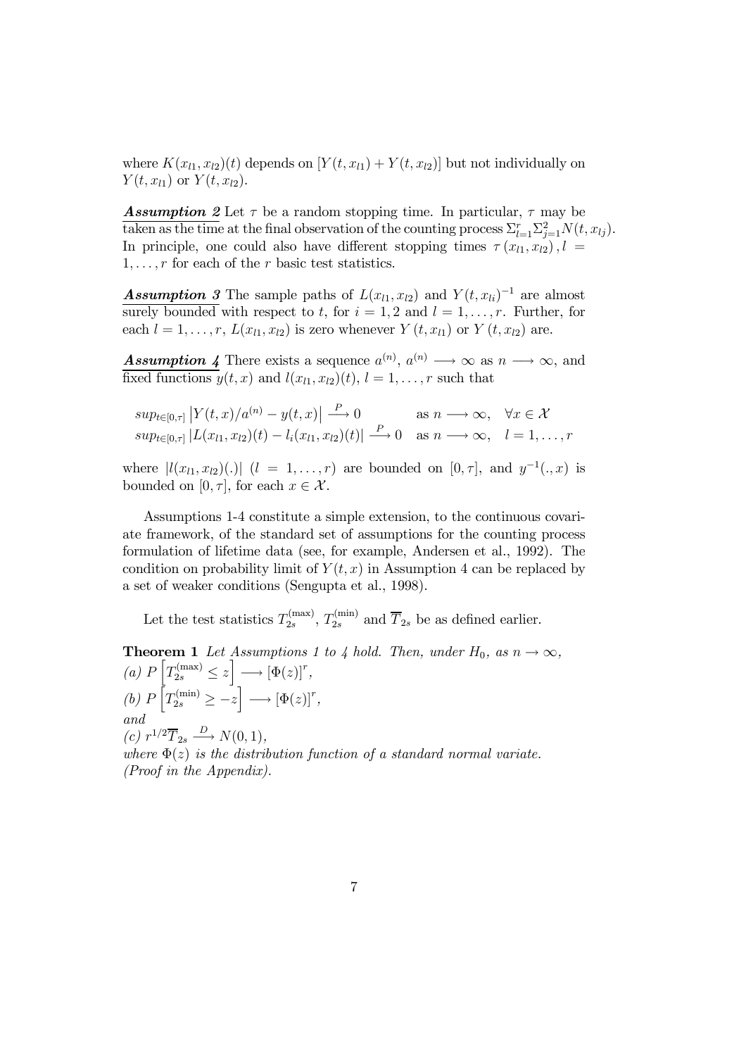where $K(x_{l1}, x_{l2})(t)$ depends on $[Y(t, x_{l1}) + Y(t, x_{l2})]$ but not individually on $Y(t, x_{l1})$ or $Y(t, x_{l2})$.

***Assumption 2*** Let $\tau$ be a random stopping time. In particular, $\tau$ may be taken as the time at the final observation of the counting process $\Sigma_{l=1}^{r}\Sigma_{j=1}^{2}N(t, x_{lj})$. In principle, one could also have different stopping times $\tau(x_{l1}, x_{l2}), l = 1, \ldots, r$ for each of the $r$ basic test statistics.

***Assumption 3*** The sample paths of $L(x_{l1}, x_{l2})$ and $Y(t, x_{li})^{-1}$ are almost surely bounded with respect to $t$, for $i = 1, 2$ and $l = 1, \ldots, r$. Further, for each $l = 1, \ldots, r$, $L(x_{l1}, x_{l2})$ is zero whenever $Y(t, x_{l1})$ or $Y(t, x_{l2})$ are.

***Assumption 4*** There exists a sequence $a^{(n)}$, $a^{(n)} \longrightarrow \infty$ as $n \longrightarrow \infty$, and fixed functions $y(t, x)$ and $l(x_{l1}, x_{l2})(t)$, $l = 1, \ldots, r$ such that

$$
\begin{array}{ll}
sup_{t\in[0,\tau]} \left|Y(t, x)/a^{(n)} - y(t, x)\right| \xrightarrow{P} 0 & \text{as } n \longrightarrow \infty, \quad \forall x \in \mathcal{X} \\
sup_{t\in[0,\tau]} \left|L(x_{l1}, x_{l2})(t) - l_i(x_{l1}, x_{l2})(t)\right| \xrightarrow{P} 0 & \text{as } n \longrightarrow \infty, \quad l = 1, \ldots, r
\end{array}
$$

where $|l(x_{l1}, x_{l2})(.)|$ $(l = 1, \ldots, r)$ are bounded on $[0, \tau]$, and $y^{-1}(., x)$ is bounded on $[0, \tau]$, for each $x \in \mathcal{X}$.

Assumptions 1-4 constitute a simple extension, to the continuous covariate framework, of the standard set of assumptions for the counting process formulation of lifetime data (see, for example, Andersen et al., 1992). The condition on probability limit of $Y(t, x)$ in Assumption 4 can be replaced by a set of weaker conditions (Sengupta et al., 1998).

Let the test statistics $T_{2s}^{(\max)}$, $T_{2s}^{(\min)}$ and $\overline{T}_{2s}$ be as defined earlier.

**Theorem 1** *Let Assumptions 1 to 4 hold. Then, under $H_0$, as $n \to \infty$,*
*(a)* $P\left[T_{2s}^{(\max)} \leq z\right] \longrightarrow [\Phi(z)]^r$,
*(b)* $P\left[T_{2s}^{(\min)} \geq -z\right] \longrightarrow [\Phi(z)]^r$,
*and*
*(c)* $r^{1/2}\overline{T}_{2s} \xrightarrow{D} N(0, 1)$,
*where $\Phi(z)$ is the distribution function of a standard normal variate. (Proof in the Appendix).*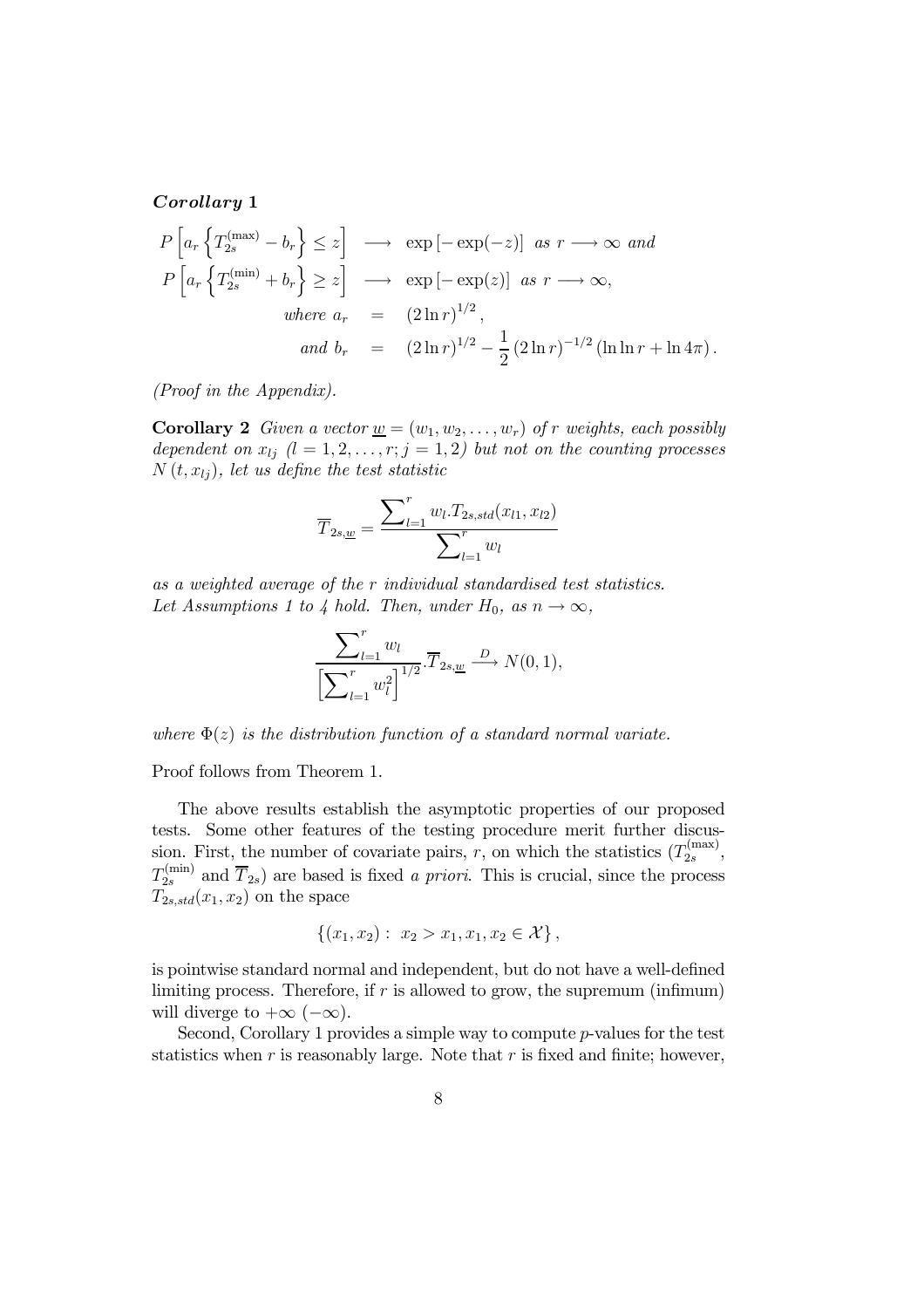***Corollary* 1**

$$
\begin{aligned}
P\left[a_r\left\{T_{2s}^{(\max)}-b_r\right\}\leq z\right] &\longrightarrow \exp\left[-\exp(-z)\right] \text{ as } r\longrightarrow\infty \text{ and}\\
P\left[a_r\left\{T_{2s}^{(\min)}+b_r\right\}\geq z\right] &\longrightarrow \exp\left[-\exp(z)\right] \text{ as } r\longrightarrow\infty,\\
\text{where } a_r &= (2\ln r)^{1/2},\\
\text{and } b_r &= (2\ln r)^{1/2}-\frac{1}{2}(2\ln r)^{-1/2}(\ln\ln r+\ln 4\pi).
\end{aligned}
$$

*(Proof in the Appendix).*

**Corollary 2** *Given a vector $\underline{w}=(w_1,w_2,\ldots,w_r)$ of $r$ weights, each possibly dependent on $x_{lj}$ $(l=1,2,\ldots,r; j=1,2)$ but not on the counting processes $N(t,x_{lj})$, let us define the test statistic*

$$
\overline{T}_{2s,\underline{w}}=\frac{\sum_{l=1}^{r} w_l.T_{2s,std}(x_{l1},x_{l2})}{\sum_{l=1}^{r} w_l}
$$

*as a weighted average of the $r$ individual standardised test statistics.*
*Let Assumptions 1 to 4 hold. Then, under $H_0$, as $n\rightarrow\infty$,*

$$
\frac{\sum_{l=1}^{r} w_l}{\left[\sum_{l=1}^{r} w_l^2\right]^{1/2}}.\overline{T}_{2s,\underline{w}}\xrightarrow{D} N(0,1),
$$

*where $\Phi(z)$ is the distribution function of a standard normal variate.*

Proof follows from Theorem 1.

The above results establish the asymptotic properties of our proposed tests. Some other features of the testing procedure merit further discussion. First, the number of covariate pairs, $r$, on which the statistics ($T_{2s}^{(\max)}$, $T_{2s}^{(\min)}$ and $\overline{T}_{2s}$) are based is fixed *a priori*. This is crucial, since the process $T_{2s,std}(x_1,x_2)$ on the space

$$
\left\{(x_1,x_2):\ x_2>x_1, x_1,x_2\in\mathcal{X}\right\},
$$

is pointwise standard normal and independent, but do not have a well-defined limiting process. Therefore, if $r$ is allowed to grow, the supremum (infimum) will diverge to $+\infty$ $(-\infty)$.

Second, Corollary 1 provides a simple way to compute $p$-values for the test statistics when $r$ is reasonably large. Note that $r$ is fixed and finite; however,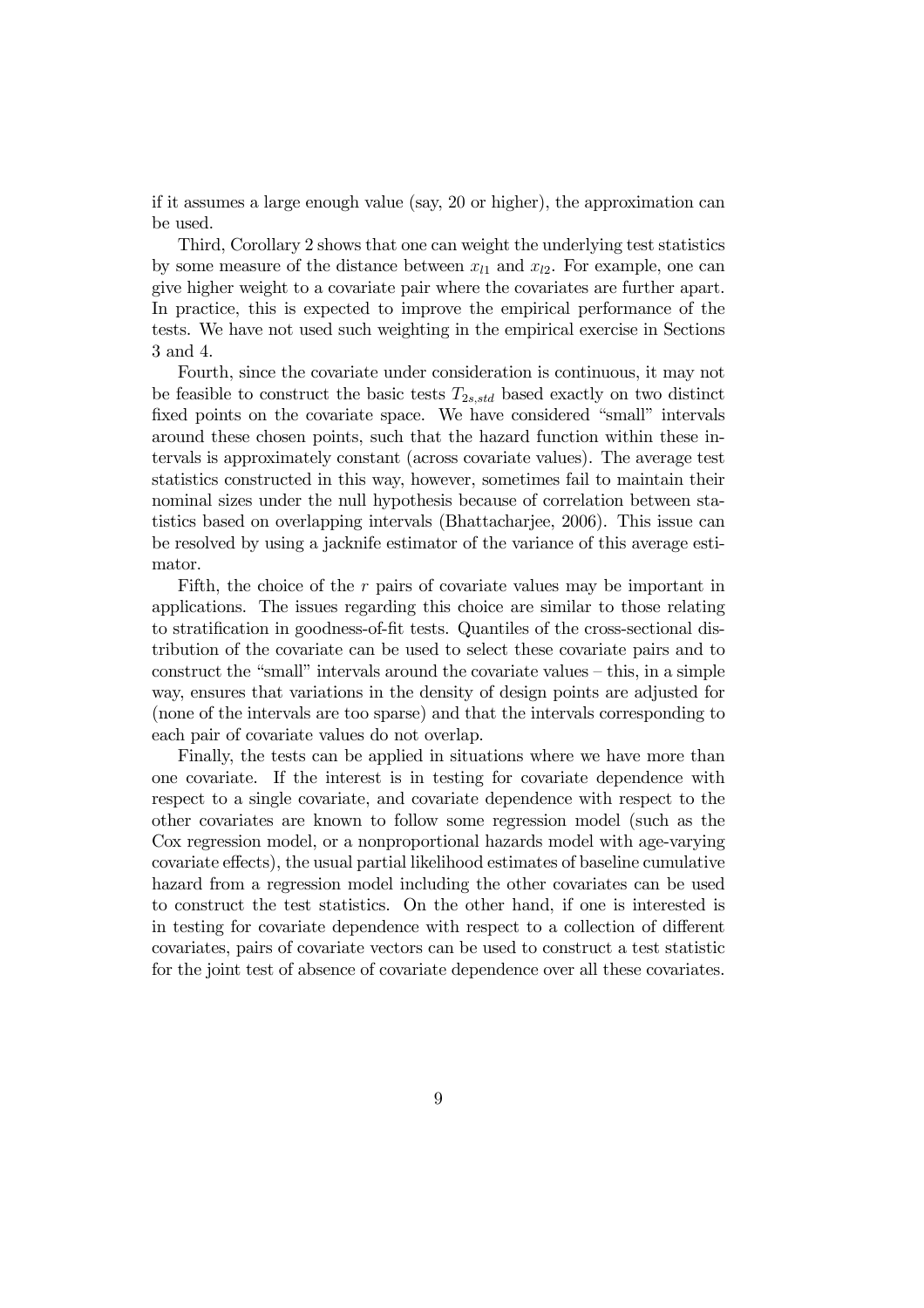if it assumes a large enough value (say, 20 or higher), the approximation can be used.

Third, Corollary 2 shows that one can weight the underlying test statistics by some measure of the distance between $x_{l1}$ and $x_{l2}$. For example, one can give higher weight to a covariate pair where the covariates are further apart. In practice, this is expected to improve the empirical performance of the tests. We have not used such weighting in the empirical exercise in Sections 3 and 4.

Fourth, since the covariate under consideration is continuous, it may not be feasible to construct the basic tests $T_{2s,std}$ based exactly on two distinct fixed points on the covariate space. We have considered "small" intervals around these chosen points, such that the hazard function within these intervals is approximately constant (across covariate values). The average test statistics constructed in this way, however, sometimes fail to maintain their nominal sizes under the null hypothesis because of correlation between statistics based on overlapping intervals (Bhattacharjee, 2006). This issue can be resolved by using a jacknife estimator of the variance of this average estimator.

Fifth, the choice of the $r$ pairs of covariate values may be important in applications. The issues regarding this choice are similar to those relating to stratification in goodness-of-fit tests. Quantiles of the cross-sectional distribution of the covariate can be used to select these covariate pairs and to construct the "small" intervals around the covariate values – this, in a simple way, ensures that variations in the density of design points are adjusted for (none of the intervals are too sparse) and that the intervals corresponding to each pair of covariate values do not overlap.

Finally, the tests can be applied in situations where we have more than one covariate. If the interest is in testing for covariate dependence with respect to a single covariate, and covariate dependence with respect to the other covariates are known to follow some regression model (such as the Cox regression model, or a nonproportional hazards model with age-varying covariate effects), the usual partial likelihood estimates of baseline cumulative hazard from a regression model including the other covariates can be used to construct the test statistics. On the other hand, if one is interested is in testing for covariate dependence with respect to a collection of different covariates, pairs of covariate vectors can be used to construct a test statistic for the joint test of absence of covariate dependence over all these covariates.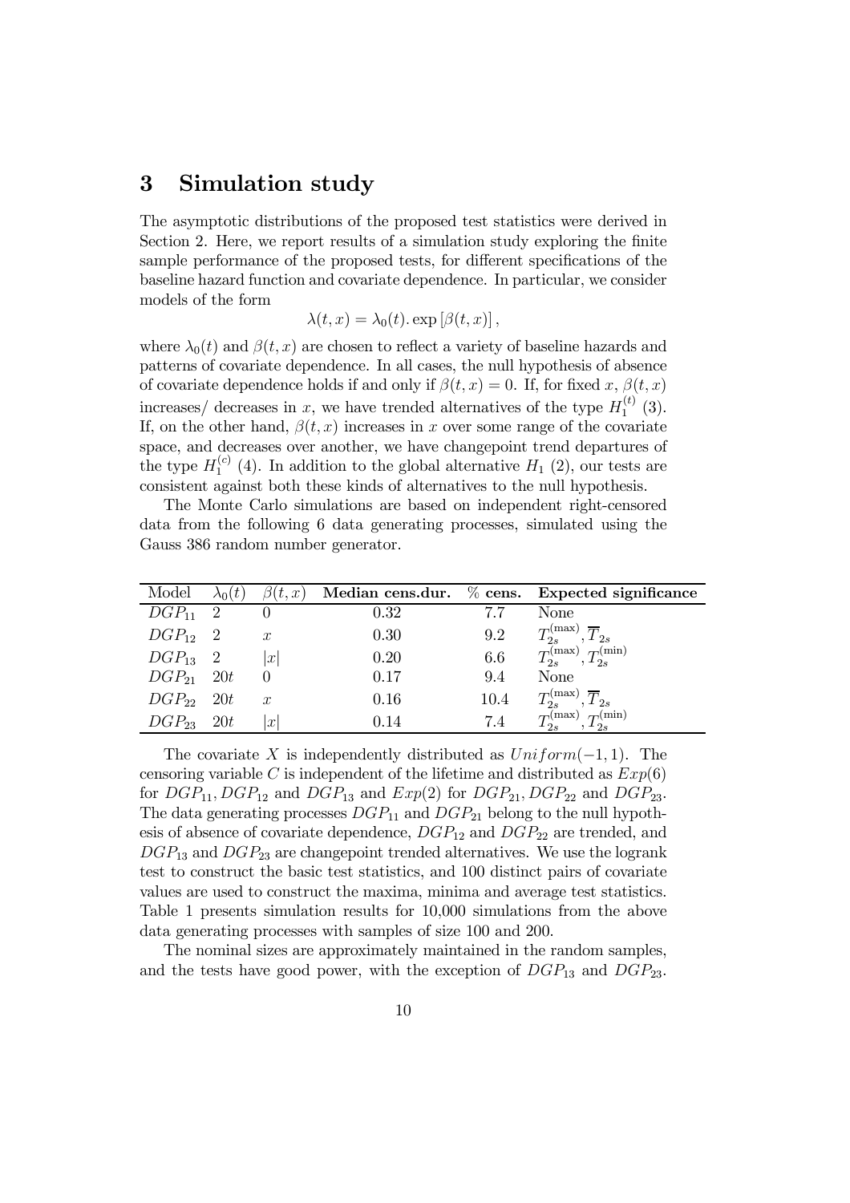## 3 Simulation study

The asymptotic distributions of the proposed test statistics were derived in Section 2. Here, we report results of a simulation study exploring the finite sample performance of the proposed tests, for different specifications of the baseline hazard function and covariate dependence. In particular, we consider models of the form

$$\lambda(t, x) = \lambda_0(t). \exp[\beta(t, x)],$$

where $\lambda_0(t)$ and $\beta(t, x)$ are chosen to reflect a variety of baseline hazards and patterns of covariate dependence. In all cases, the null hypothesis of absence of covariate dependence holds if and only if $\beta(t, x) = 0$. If, for fixed $x$, $\beta(t, x)$ increases/ decreases in $x$, we have trended alternatives of the type $H_1^{(t)}$ (3). If, on the other hand, $\beta(t, x)$ increases in $x$ over some range of the covariate space, and decreases over another, we have changepoint trend departures of the type $H_1^{(c)}$ (4). In addition to the global alternative $H_1$ (2), our tests are consistent against both these kinds of alternatives to the null hypothesis.

The Monte Carlo simulations are based on independent right-censored data from the following 6 data generating processes, simulated using the Gauss 386 random number generator.

| Model | $\lambda_0(t)$ | $\beta(t,x)$ | **Median cens.dur.** | **% cens.** | **Expected significance** |
|---|---|---|---|---|---|
| $DGP_{11}$ | 2 | 0 | 0.32 | 7.7 | None |
| $DGP_{12}$ | 2 | $x$ | 0.30 | 9.2 | $T_{2s}^{(\max)}, \overline{T}_{2s}$ |
| $DGP_{13}$ | 2 | $\lvert x\rvert$ | 0.20 | 6.6 | $T_{2s}^{(\max)}, T_{2s}^{(\min)}$ |
| $DGP_{21}$ | $20t$ | 0 | 0.17 | 9.4 | None |
| $DGP_{22}$ | $20t$ | $x$ | 0.16 | 10.4 | $T_{2s}^{(\max)}, \overline{T}_{2s}$ |
| $DGP_{23}$ | $20t$ | $\lvert x\rvert$ | 0.14 | 7.4 | $T_{2s}^{(\max)}, T_{2s}^{(\min)}$ |

The covariate $X$ is independently distributed as $Uniform(-1, 1)$. The censoring variable $C$ is independent of the lifetime and distributed as $Exp(6)$ for $DGP_{11}, DGP_{12}$ and $DGP_{13}$ and $Exp(2)$ for $DGP_{21}, DGP_{22}$ and $DGP_{23}$. The data generating processes $DGP_{11}$ and $DGP_{21}$ belong to the null hypothesis of absence of covariate dependence, $DGP_{12}$ and $DGP_{22}$ are trended, and $DGP_{13}$ and $DGP_{23}$ are changepoint trended alternatives. We use the logrank test to construct the basic test statistics, and 100 distinct pairs of covariate values are used to construct the maxima, minima and average test statistics. Table 1 presents simulation results for 10,000 simulations from the above data generating processes with samples of size 100 and 200.

The nominal sizes are approximately maintained in the random samples, and the tests have good power, with the exception of $DGP_{13}$ and $DGP_{23}$.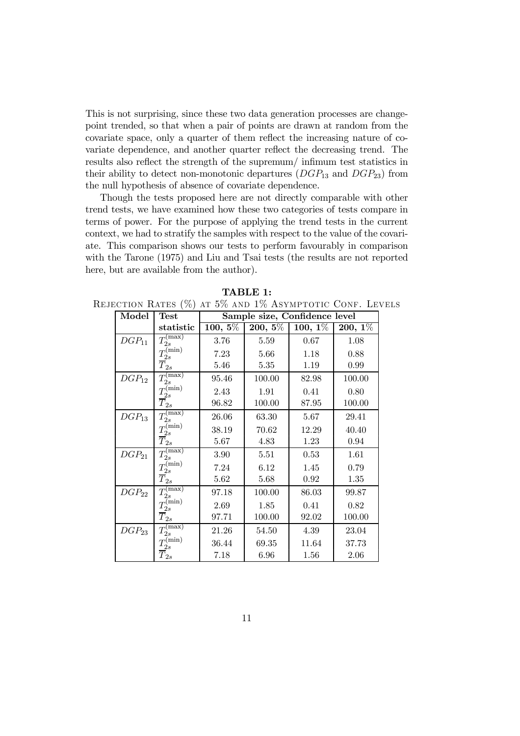This is not surprising, since these two data generation processes are change-point trended, so that when a pair of points are drawn at random from the covariate space, only a quarter of them reflect the increasing nature of covariate dependence, and another quarter reflect the decreasing trend. The results also reflect the strength of the supremum/ infimum test statistics in their ability to detect non-monotonic departures ($DGP_{13}$ and $DGP_{23}$) from the null hypothesis of absence of covariate dependence.

Though the tests proposed here are not directly comparable with other trend tests, we have examined how these two categories of tests compare in terms of power. For the purpose of applying the trend tests in the current context, we had to stratify the samples with respect to the value of the covariate. This comparison shows our tests to perform favourably in comparison with the Tarone (1975) and Liu and Tsai tests (the results are not reported here, but are available from the author).

**TABLE 1:**
REJECTION RATES (%) AT 5% AND 1% ASYMPTOTIC CONF. LEVELS

| **Model** | **Test statistic** | **Sample size, Confidence level** | | | |
|---|---|---|---|---|---|
| | | **100, 5%** | **200, 5%** | **100, 1%** | **200, 1%** |
| $DGP_{11}$ | $T_{2s}^{(\max)}$ | 3.76 | 5.59 | 0.67 | 1.08 |
| | $T_{2s}^{(\min)}$ | 7.23 | 5.66 | 1.18 | 0.88 |
| | $\overline{T}_{2s}$ | 5.46 | 5.35 | 1.19 | 0.99 |
| $DGP_{12}$ | $T_{2s}^{(\max)}$ | 95.46 | 100.00 | 82.98 | 100.00 |
| | $T_{2s}^{(\min)}$ | 2.43 | 1.91 | 0.41 | 0.80 |
| | $\overline{T}_{2s}$ | 96.82 | 100.00 | 87.95 | 100.00 |
| $DGP_{13}$ | $T_{2s}^{(\max)}$ | 26.06 | 63.30 | 5.67 | 29.41 |
| | $T_{2s}^{(\min)}$ | 38.19 | 70.62 | 12.29 | 40.40 |
| | $\overline{T}_{2s}$ | 5.67 | 4.83 | 1.23 | 0.94 |
| $DGP_{21}$ | $T_{2s}^{(\max)}$ | 3.90 | 5.51 | 0.53 | 1.61 |
| | $T_{2s}^{(\min)}$ | 7.24 | 6.12 | 1.45 | 0.79 |
| | $\overline{T}_{2s}$ | 5.62 | 5.68 | 0.92 | 1.35 |
| $DGP_{22}$ | $T_{2s}^{(\max)}$ | 97.18 | 100.00 | 86.03 | 99.87 |
| | $T_{2s}^{(\min)}$ | 2.69 | 1.85 | 0.41 | 0.82 |
| | $\overline{T}_{2s}$ | 97.71 | 100.00 | 92.02 | 100.00 |
| $DGP_{23}$ | $T_{2s}^{(\max)}$ | 21.26 | 54.50 | 4.39 | 23.04 |
| | $T_{2s}^{(\min)}$ | 36.44 | 69.35 | 11.64 | 37.73 |
| | $\overline{T}_{2s}$ | 7.18 | 6.96 | 1.56 | 2.06 |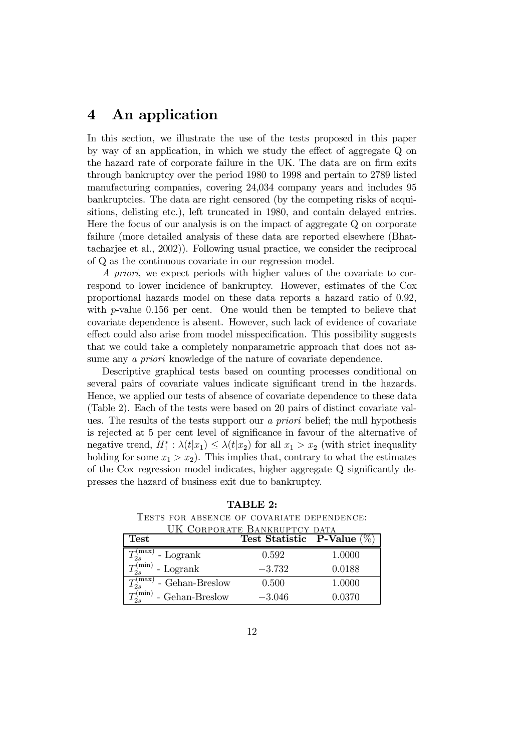# 4 An application

In this section, we illustrate the use of the tests proposed in this paper by way of an application, in which we study the effect of aggregate Q on the hazard rate of corporate failure in the UK. The data are on firm exits through bankruptcy over the period 1980 to 1998 and pertain to 2789 listed manufacturing companies, covering 24,034 company years and includes 95 bankruptcies. The data are right censored (by the competing risks of acquisitions, delisting etc.), left truncated in 1980, and contain delayed entries. Here the focus of our analysis is on the impact of aggregate Q on corporate failure (more detailed analysis of these data are reported elsewhere (Bhattacharjee et al., 2002)). Following usual practice, we consider the reciprocal of Q as the continuous covariate in our regression model.

*A priori*, we expect periods with higher values of the covariate to correspond to lower incidence of bankruptcy. However, estimates of the Cox proportional hazards model on these data reports a hazard ratio of 0.92, with $p$-value 0.156 per cent. One would then be tempted to believe that covariate dependence is absent. However, such lack of evidence of covariate effect could also arise from model misspecification. This possibility suggests that we could take a completely nonparametric approach that does not assume any *a priori* knowledge of the nature of covariate dependence.

Descriptive graphical tests based on counting processes conditional on several pairs of covariate values indicate significant trend in the hazards. Hence, we applied our tests of absence of covariate dependence to these data (Table 2). Each of the tests were based on 20 pairs of distinct covariate values. The results of the tests support our *a priori* belief; the null hypothesis is rejected at 5 per cent level of significance in favour of the alternative of negative trend, $H_1^* : \lambda(t|x_1) \leq \lambda(t|x_2)$ for all $x_1 > x_2$ (with strict inequality holding for some $x_1 > x_2$). This implies that, contrary to what the estimates of the Cox regression model indicates, higher aggregate Q significantly depresses the hazard of business exit due to bankruptcy.

**TABLE 2:**

TESTS FOR ABSENCE OF COVARIATE DEPENDENCE: UK CORPORATE BANKRUPTCY DATA

| **Test** | **Test Statistic** | **P-Value** (%) |
|---|---|---|
| $T_{2s}^{(\max)}$ - Logrank | 0.592 | 1.0000 |
| $T_{2s}^{(\min)}$ - Logrank | $-3.732$ | 0.0188 |
| $T_{2s}^{(\max)}$ - Gehan-Breslow | 0.500 | 1.0000 |
| $T_{2s}^{(\min)}$ - Gehan-Breslow | $-3.046$ | 0.0370 |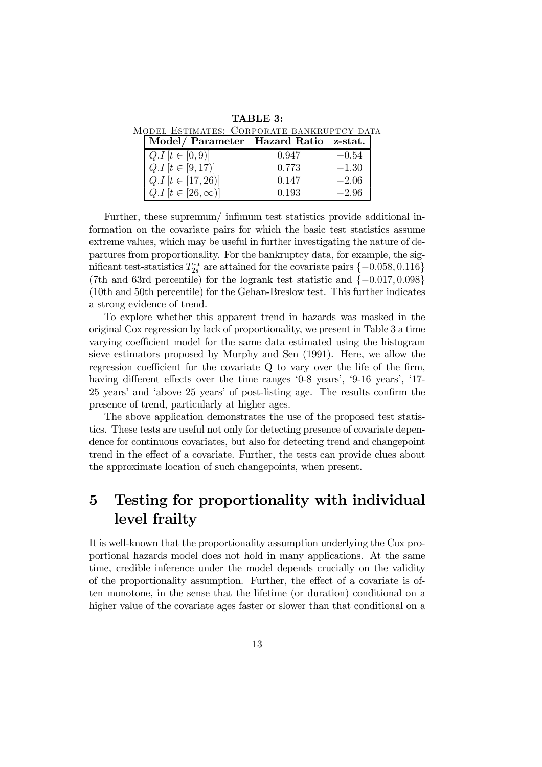**TABLE 3:**
Model Estimates: Corporate bankruptcy data

| Model/ Parameter | Hazard Ratio | z-stat. |
|---|---|---|
| $Q.I\,[t \in [0, 9)]$ | 0.947 | $-0.54$ |
| $Q.I\,[t \in [9, 17)]$ | 0.773 | $-1.30$ |
| $Q.I\,[t \in [17, 26)]$ | 0.147 | $-2.06$ |
| $Q.I\,[t \in [26, \infty)]$ | 0.193 | $-2.96$ |

Further, these supremum/ infimum test statistics provide additional information on the covariate pairs for which the basic test statistics assume extreme values, which may be useful in further investigating the nature of departures from proportionality. For the bankruptcy data, for example, the significant test-statistics $T_{2s}^{**}$ are attained for the covariate pairs $\{-0.058, 0.116\}$ (7th and 63rd percentile) for the logrank test statistic and $\{-0.017, 0.098\}$ (10th and 50th percentile) for the Gehan-Breslow test. This further indicates a strong evidence of trend.

To explore whether this apparent trend in hazards was masked in the original Cox regression by lack of proportionality, we present in Table 3 a time varying coefficient model for the same data estimated using the histogram sieve estimators proposed by Murphy and Sen (1991). Here, we allow the regression coefficient for the covariate Q to vary over the life of the firm, having different effects over the time ranges '0-8 years', '9-16 years', '17-25 years' and 'above 25 years' of post-listing age. The results confirm the presence of trend, particularly at higher ages.

The above application demonstrates the use of the proposed test statistics. These tests are useful not only for detecting presence of covariate dependence for continuous covariates, but also for detecting trend and changepoint trend in the effect of a covariate. Further, the tests can provide clues about the approximate location of such changepoints, when present.

# 5 Testing for proportionality with individual level frailty

It is well-known that the proportionality assumption underlying the Cox proportional hazards model does not hold in many applications. At the same time, credible inference under the model depends crucially on the validity of the proportionality assumption. Further, the effect of a covariate is often monotone, in the sense that the lifetime (or duration) conditional on a higher value of the covariate ages faster or slower than that conditional on a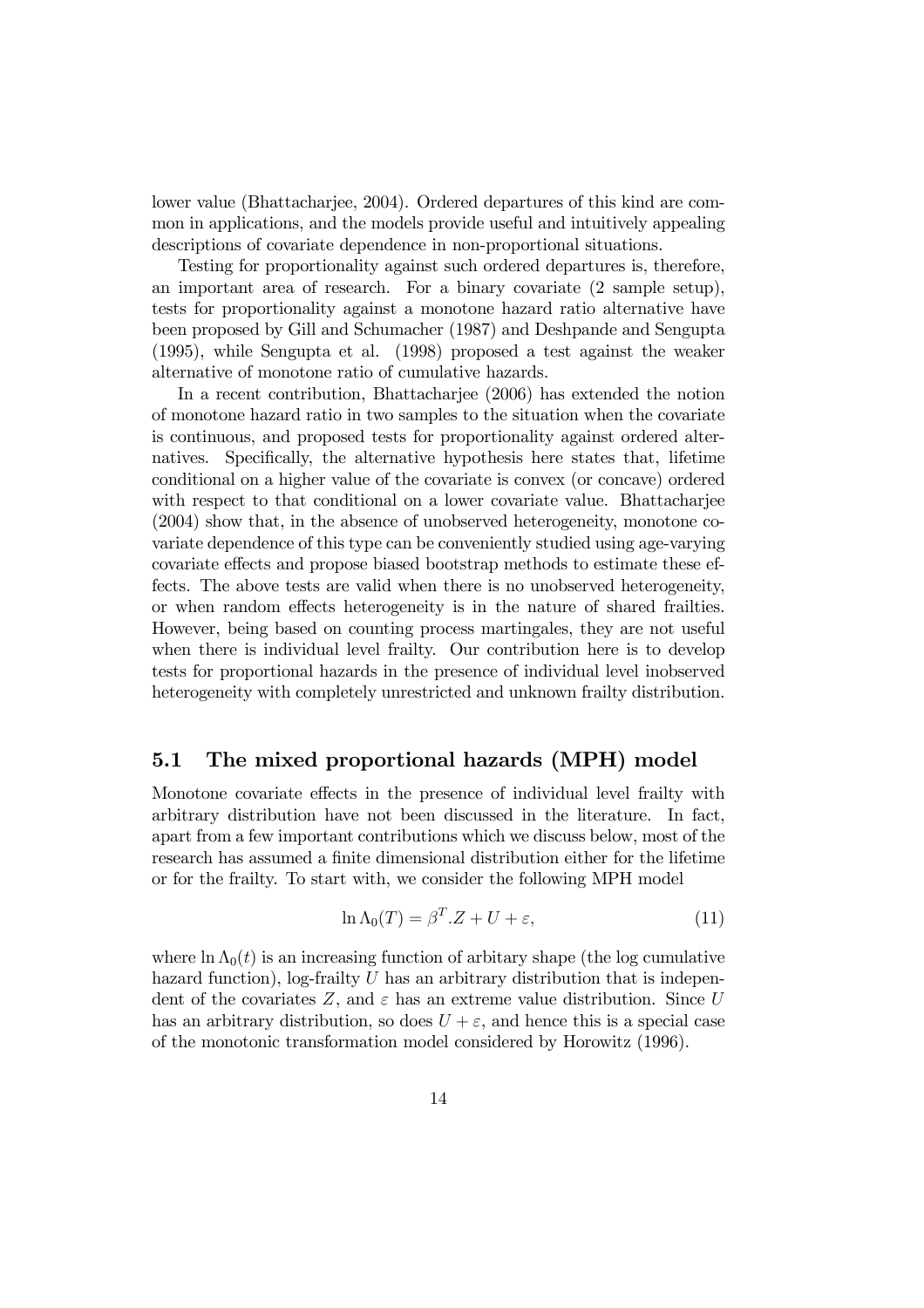lower value (Bhattacharjee, 2004). Ordered departures of this kind are common in applications, and the models provide useful and intuitively appealing descriptions of covariate dependence in non-proportional situations.

Testing for proportionality against such ordered departures is, therefore, an important area of research. For a binary covariate (2 sample setup), tests for proportionality against a monotone hazard ratio alternative have been proposed by Gill and Schumacher (1987) and Deshpande and Sengupta (1995), while Sengupta et al. (1998) proposed a test against the weaker alternative of monotone ratio of cumulative hazards.

In a recent contribution, Bhattacharjee (2006) has extended the notion of monotone hazard ratio in two samples to the situation when the covariate is continuous, and proposed tests for proportionality against ordered alternatives. Specifically, the alternative hypothesis here states that, lifetime conditional on a higher value of the covariate is convex (or concave) ordered with respect to that conditional on a lower covariate value. Bhattacharjee (2004) show that, in the absence of unobserved heterogeneity, monotone covariate dependence of this type can be conveniently studied using age-varying covariate effects and propose biased bootstrap methods to estimate these effects. The above tests are valid when there is no unobserved heterogeneity, or when random effects heterogeneity is in the nature of shared frailties. However, being based on counting process martingales, they are not useful when there is individual level frailty. Our contribution here is to develop tests for proportional hazards in the presence of individual level inobserved heterogeneity with completely unrestricted and unknown frailty distribution.

## 5.1 The mixed proportional hazards (MPH) model

Monotone covariate effects in the presence of individual level frailty with arbitrary distribution have not been discussed in the literature. In fact, apart from a few important contributions which we discuss below, most of the research has assumed a finite dimensional distribution either for the lifetime or for the frailty. To start with, we consider the following MPH model

$$\ln \Lambda_0(T) = \beta^T.Z + U + \varepsilon, \tag{11}$$

where $\ln \Lambda_0(t)$ is an increasing function of arbitary shape (the log cumulative hazard function), log-frailty $U$ has an arbitrary distribution that is independent of the covariates $Z$, and $\varepsilon$ has an extreme value distribution. Since $U$ has an arbitrary distribution, so does $U + \varepsilon$, and hence this is a special case of the monotonic transformation model considered by Horowitz (1996).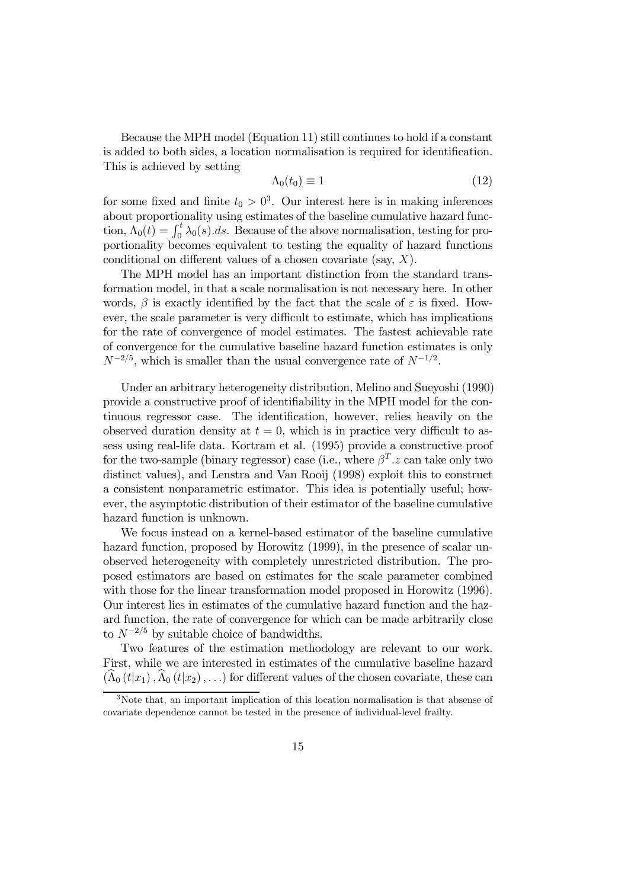Because the MPH model (Equation 11) still continues to hold if a constant is added to both sides, a location normalisation is required for identification. This is achieved by setting

$$\Lambda_0(t_0) \equiv 1 \tag{12}$$

for some fixed and finite $t_0 > 0$[3]. Our interest here is in making inferences about proportionality using estimates of the baseline cumulative hazard function, $\Lambda_0(t) = \int_0^t \lambda_0(s).ds$. Because of the above normalisation, testing for proportionality becomes equivalent to testing the equality of hazard functions conditional on different values of a chosen covariate (say, $X$).

The MPH model has an important distinction from the standard transformation model, in that a scale normalisation is not necessary here. In other words, $\beta$ is exactly identified by the fact that the scale of $\varepsilon$ is fixed. However, the scale parameter is very difficult to estimate, which has implications for the rate of convergence of model estimates. The fastest achievable rate of convergence for the cumulative baseline hazard function estimates is only $N^{-2/5}$, which is smaller than the usual convergence rate of $N^{-1/2}$.

Under an arbitrary heterogeneity distribution, Melino and Sueyoshi (1990) provide a constructive proof of identifiability in the MPH model for the continuous regressor case. The identification, however, relies heavily on the observed duration density at $t = 0$, which is in practice very difficult to assess using real-life data. Kortram et al. (1995) provide a constructive proof for the two-sample (binary regressor) case (i.e., where $\beta^T.z$ can take only two distinct values), and Lenstra and Van Rooij (1998) exploit this to construct a consistent nonparametric estimator. This idea is potentially useful; however, the asymptotic distribution of their estimator of the baseline cumulative hazard function is unknown.

We focus instead on a kernel-based estimator of the baseline cumulative hazard function, proposed by Horowitz (1999), in the presence of scalar unobserved heterogeneity with completely unrestricted distribution. The proposed estimators are based on estimates for the scale parameter combined with those for the linear transformation model proposed in Horowitz (1996). Our interest lies in estimates of the cumulative hazard function and the hazard function, the rate of convergence for which can be made arbitrarily close to $N^{-2/5}$ by suitable choice of bandwidths.

Two features of the estimation methodology are relevant to our work. First, while we are interested in estimates of the cumulative baseline hazard $(\widehat{\Lambda}_0(t|x_1), \widehat{\Lambda}_0(t|x_2), \ldots)$ for different values of the chosen covariate, these can

[3] Note that, an important implication of this location normalisation is that absense of covariate dependence cannot be tested in the presence of individual-level frailty.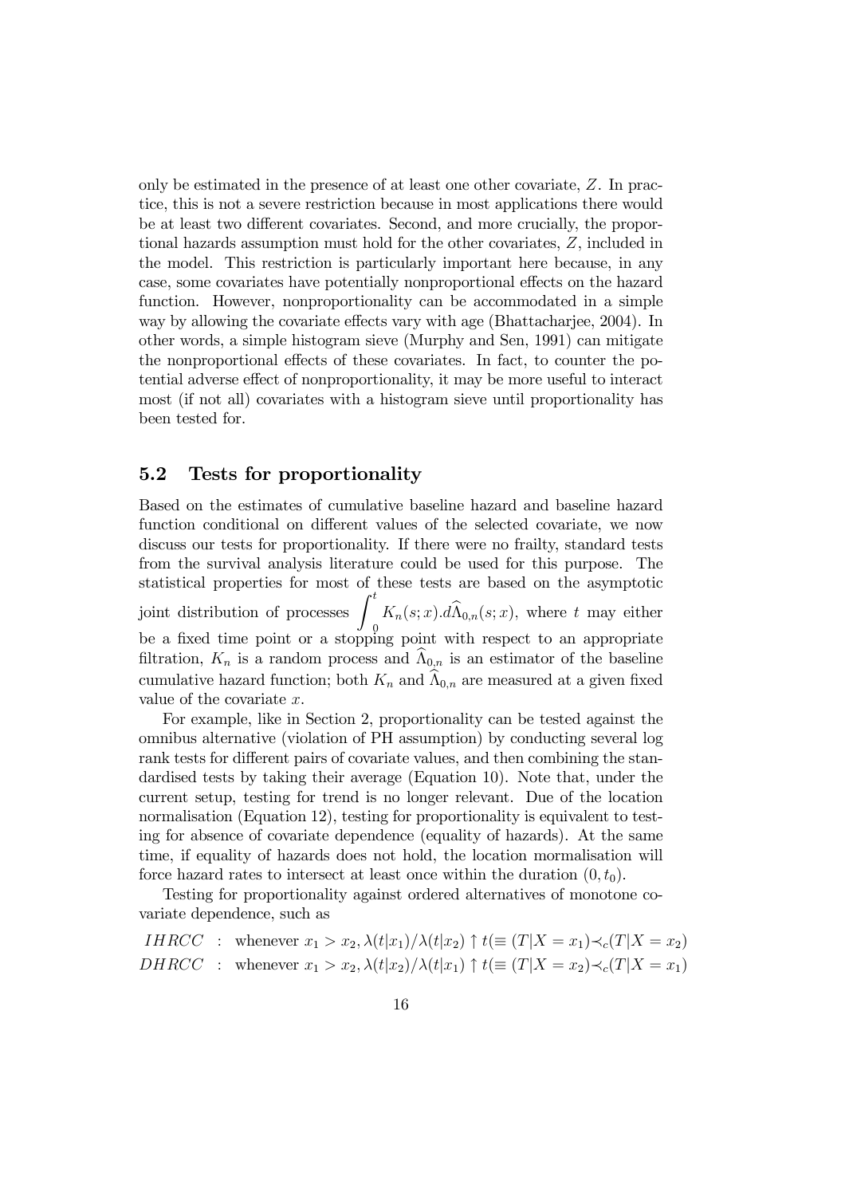only be estimated in the presence of at least one other covariate, $Z$. In practice, this is not a severe restriction because in most applications there would be at least two different covariates. Second, and more crucially, the proportional hazards assumption must hold for the other covariates, $Z$, included in the model. This restriction is particularly important here because, in any case, some covariates have potentially nonproportional effects on the hazard function. However, nonproportionality can be accommodated in a simple way by allowing the covariate effects vary with age (Bhattacharjee, 2004). In other words, a simple histogram sieve (Murphy and Sen, 1991) can mitigate the nonproportional effects of these covariates. In fact, to counter the potential adverse effect of nonproportionality, it may be more useful to interact most (if not all) covariates with a histogram sieve until proportionality has been tested for.

## 5.2 Tests for proportionality

Based on the estimates of cumulative baseline hazard and baseline hazard function conditional on different values of the selected covariate, we now discuss our tests for proportionality. If there were no frailty, standard tests from the survival analysis literature could be used for this purpose. The statistical properties for most of these tests are based on the asymptotic joint distribution of processes $\int_0^t K_n(s;x).d\widehat{\Lambda}_{0,n}(s;x)$, where $t$ may either be a fixed time point or a stopping point with respect to an appropriate filtration, $K_n$ is a random process and $\widehat{\Lambda}_{0,n}$ is an estimator of the baseline cumulative hazard function; both $K_n$ and $\widehat{\Lambda}_{0,n}$ are measured at a given fixed value of the covariate $x$.

For example, like in Section 2, proportionality can be tested against the omnibus alternative (violation of PH assumption) by conducting several log rank tests for different pairs of covariate values, and then combining the standardised tests by taking their average (Equation 10). Note that, under the current setup, testing for trend is no longer relevant. Due of the location normalisation (Equation 12), testing for proportionality is equivalent to testing for absence of covariate dependence (equality of hazards). At the same time, if equality of hazards does not hold, the location mormalisation will force hazard rates to intersect at least once within the duration $(0, t_0)$.

Testing for proportionality against ordered alternatives of monotone covariate dependence, such as

$$
\begin{aligned}
IHRCC &: \text{ whenever } x_1 > x_2, \lambda(t|x_1)/\lambda(t|x_2) \uparrow t (\equiv (T|X = x_1) \prec_c (T|X = x_2)\\
DHRCC &: \text{ whenever } x_1 > x_2, \lambda(t|x_2)/\lambda(t|x_1) \uparrow t (\equiv (T|X = x_2) \prec_c (T|X = x_1)
\end{aligned}
$$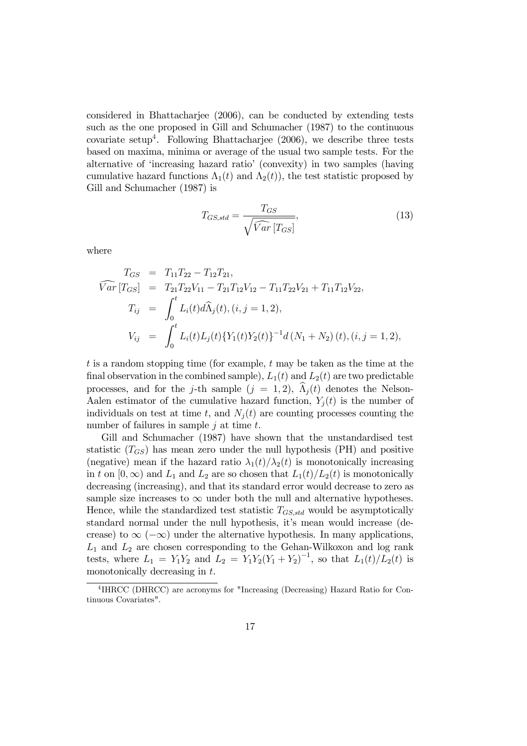considered in Bhattacharjee (2006), can be conducted by extending tests such as the one proposed in Gill and Schumacher (1987) to the continuous covariate setup[4]. Following Bhattacharjee (2006), we describe three tests based on maxima, minima or average of the usual two sample tests. For the alternative of 'increasing hazard ratio' (convexity) in two samples (having cumulative hazard functions $\Lambda_1(t)$ and $\Lambda_2(t)$), the test statistic proposed by Gill and Schumacher (1987) is

$$T_{GS,std} = \frac{T_{GS}}{\sqrt{\widehat{Var}\left[T_{GS}\right]}}, \tag{13}$$

where

$$\begin{aligned}
T_{GS} &= T_{11}T_{22} - T_{12}T_{21}, \\
\widehat{Var}\left[T_{GS}\right] &= T_{21}T_{22}V_{11} - T_{21}T_{12}V_{12} - T_{11}T_{22}V_{21} + T_{11}T_{12}V_{22}, \\
T_{ij} &= \int_0^t L_i(t) d\widehat{\Lambda}_j(t), (i, j = 1, 2), \\
V_{ij} &= \int_0^t L_i(t)L_j(t)\{Y_1(t)Y_2(t)\}^{-1} d\left(N_1 + N_2\right)(t), (i, j = 1, 2),
\end{aligned}$$

$t$ is a random stopping time (for example, $t$ may be taken as the time at the final observation in the combined sample), $L_1(t)$ and $L_2(t)$ are two predictable processes, and for the $j$-th sample ($j = 1, 2$), $\widehat{\Lambda}_j(t)$ denotes the Nelson-Aalen estimator of the cumulative hazard function, $Y_j(t)$ is the number of individuals on test at time $t$, and $N_j(t)$ are counting processes counting the number of failures in sample $j$ at time $t$.

Gill and Schumacher (1987) have shown that the unstandardised test statistic ($T_{GS}$) has mean zero under the null hypothesis (PH) and positive (negative) mean if the hazard ratio $\lambda_1(t)/\lambda_2(t)$ is monotonically increasing in $t$ on $[0, \infty)$ and $L_1$ and $L_2$ are so chosen that $L_1(t)/L_2(t)$ is monotonically decreasing (increasing), and that its standard error would decrease to zero as sample size increases to $\infty$ under both the null and alternative hypotheses. Hence, while the standardized test statistic $T_{GS,std}$ would be asymptotically standard normal under the null hypothesis, it's mean would increase (decrease) to $\infty$ ($-\infty$) under the alternative hypothesis. In many applications, $L_1$ and $L_2$ are chosen corresponding to the Gehan-Wilkoxon and log rank tests, where $L_1 = Y_1Y_2$ and $L_2 = Y_1Y_2(Y_1 + Y_2)^{-1}$, so that $L_1(t)/L_2(t)$ is monotonically decreasing in $t$.

[4] IHRCC (DHRCC) are acronyms for "Increasing (Decreasing) Hazard Ratio for Continuous Covariates".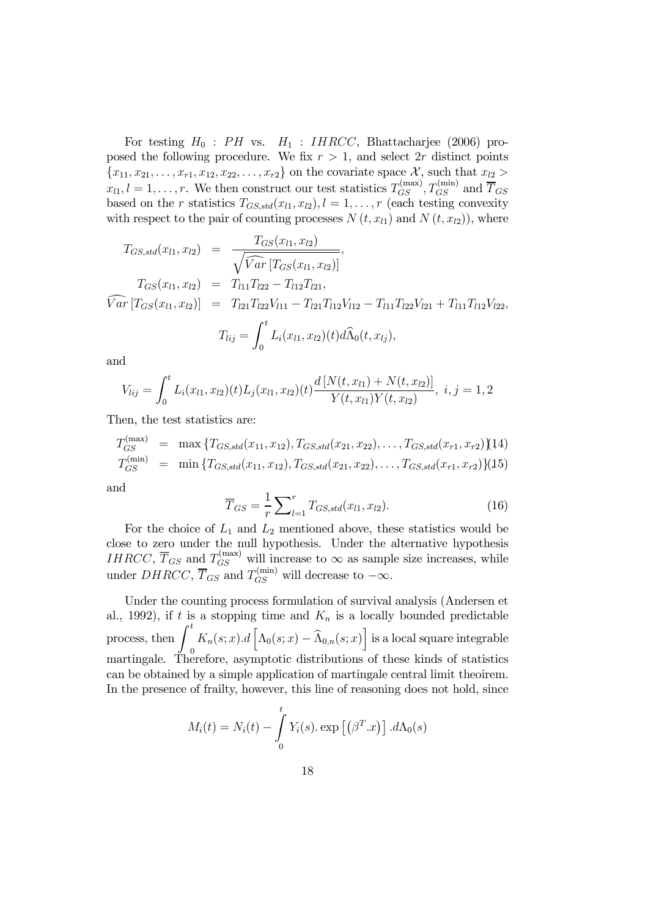For testing $H_0 : PH$ vs. $H_1 : IHRCC$, Bhattacharjee (2006) proposed the following procedure. We fix $r > 1$, and select $2r$ distinct points $\{x_{11}, x_{21}, \ldots, x_{r1}, x_{12}, x_{22}, \ldots, x_{r2}\}$ on the covariate space $\mathcal{X}$, such that $x_{l2} > x_{l1}, l = 1, \ldots, r$. We then construct our test statistics $T_{GS}^{(\max)}, T_{GS}^{(\min)}$ and $\overline{T}_{GS}$ based on the $r$ statistics $T_{GS,std}(x_{l1}, x_{l2}), l = 1, \ldots, r$ (each testing convexity with respect to the pair of counting processes $N(t, x_{l1})$ and $N(t, x_{l2})$), where

$$
\begin{aligned}
T_{GS,std}(x_{l1}, x_{l2}) &= \frac{T_{GS}(x_{l1}, x_{l2})}{\sqrt{\widehat{Var}\left[T_{GS}(x_{l1}, x_{l2})\right]}}, \\
T_{GS}(x_{l1}, x_{l2}) &= T_{l11}T_{l22} - T_{l12}T_{l21}, \\
\widehat{Var}\left[T_{GS}(x_{l1}, x_{l2})\right] &= T_{l21}T_{l22}V_{l11} - T_{l21}T_{l12}V_{l12} - T_{l11}T_{l22}V_{l21} + T_{l11}T_{l12}V_{l22},
\end{aligned}
$$

$$
T_{lij} = \int_0^t L_i(x_{l1}, x_{l2})(t) d\widehat{\Lambda}_0(t, x_{lj}),
$$

and

$$
V_{lij} = \int_0^t L_i(x_{l1}, x_{l2})(t) L_j(x_{l1}, x_{l2})(t) \frac{d\left[N(t, x_{l1}) + N(t, x_{l2})\right]}{Y(t, x_{l1})Y(t, x_{l2})}, \; i, j = 1, 2
$$

Then, the test statistics are:

$$
T_{GS}^{(\max)} = \max\left\{T_{GS,std}(x_{11}, x_{12}), T_{GS,std}(x_{21}, x_{22}), \ldots, T_{GS,std}(x_{r1}, x_{r2})\right\} \quad (14)
$$

$$
T_{GS}^{(\min)} = \min\left\{T_{GS,std}(x_{11}, x_{12}), T_{GS,std}(x_{21}, x_{22}), \ldots, T_{GS,std}(x_{r1}, x_{r2})\right\} \quad (15)
$$

and

$$
\overline{T}_{GS} = \frac{1}{r} \sum_{l=1}^{r} T_{GS,std}(x_{l1}, x_{l2}). \quad (16)
$$

For the choice of $L_1$ and $L_2$ mentioned above, these statistics would be close to zero under the null hypothesis. Under the alternative hypothesis $IHRCC$, $\overline{T}_{GS}$ and $T_{GS}^{(\max)}$ will increase to $\infty$ as sample size increases, while under $DHRCC$, $\overline{T}_{GS}$ and $T_{GS}^{(\min)}$ will decrease to $-\infty$.

Under the counting process formulation of survival analysis (Andersen et al., 1992), if $t$ is a stopping time and $K_n$ is a locally bounded predictable process, then $\int_0^t K_n(s; x).d\left[\Lambda_0(s; x) - \widehat{\Lambda}_{0,n}(s; x)\right]$ is a local square integrable martingale. Therefore, asymptotic distributions of these kinds of statistics can be obtained by a simple application of martingale central limit theoirem. In the presence of frailty, however, this line of reasoning does not hold, since

$$
M_i(t) = N_i(t) - \int_0^t Y_i(s). \exp\left[\left(\beta^T.x\right)\right].d\Lambda_0(s)
$$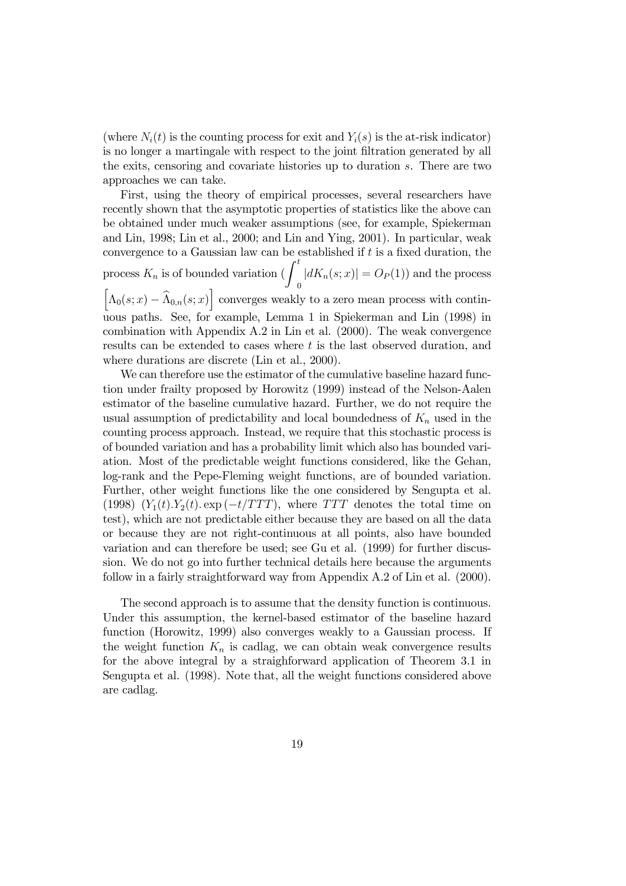(where $N_i(t)$ is the counting process for exit and $Y_i(s)$ is the at-risk indicator) is no longer a martingale with respect to the joint filtration generated by all the exits, censoring and covariate histories up to duration $s$. There are two approaches we can take.

First, using the theory of empirical processes, several researchers have recently shown that the asymptotic properties of statistics like the above can be obtained under much weaker assumptions (see, for example, Spiekerman and Lin, 1998; Lin et al., 2000; and Lin and Ying, 2001). In particular, weak convergence to a Gaussian law can be established if $t$ is a fixed duration, the process $K_n$ is of bounded variation ($\int_0^t |dK_n(s;x)| = O_P(1)$) and the process $\left[\Lambda_0(s;x) - \widehat{\Lambda}_{0,n}(s;x)\right]$ converges weakly to a zero mean process with continuous paths. See, for example, Lemma 1 in Spiekerman and Lin (1998) in combination with Appendix A.2 in Lin et al. (2000). The weak convergence results can be extended to cases where $t$ is the last observed duration, and where durations are discrete (Lin et al., 2000).

We can therefore use the estimator of the cumulative baseline hazard function under frailty proposed by Horowitz (1999) instead of the Nelson-Aalen estimator of the baseline cumulative hazard. Further, we do not require the usual assumption of predictability and local boundedness of $K_n$ used in the counting process approach. Instead, we require that this stochastic process is of bounded variation and has a probability limit which also has bounded variation. Most of the predictable weight functions considered, like the Gehan, log-rank and the Pepe-Fleming weight functions, are of bounded variation. Further, other weight functions like the one considered by Sengupta et al. (1998) $(Y_1(t).Y_2(t).\exp(-t/TTT)$, where $TTT$ denotes the total time on test), which are not predictable either because they are based on all the data or because they are not right-continuous at all points, also have bounded variation and can therefore be used; see Gu et al. (1999) for further discussion. We do not go into further technical details here because the arguments follow in a fairly straightforward way from Appendix A.2 of Lin et al. (2000).

The second approach is to assume that the density function is continuous. Under this assumption, the kernel-based estimator of the baseline hazard function (Horowitz, 1999) also converges weakly to a Gaussian process. If the weight function $K_n$ is cadlag, we can obtain weak convergence results for the above integral by a straighforward application of Theorem 3.1 in Sengupta et al. (1998). Note that, all the weight functions considered above are cadlag.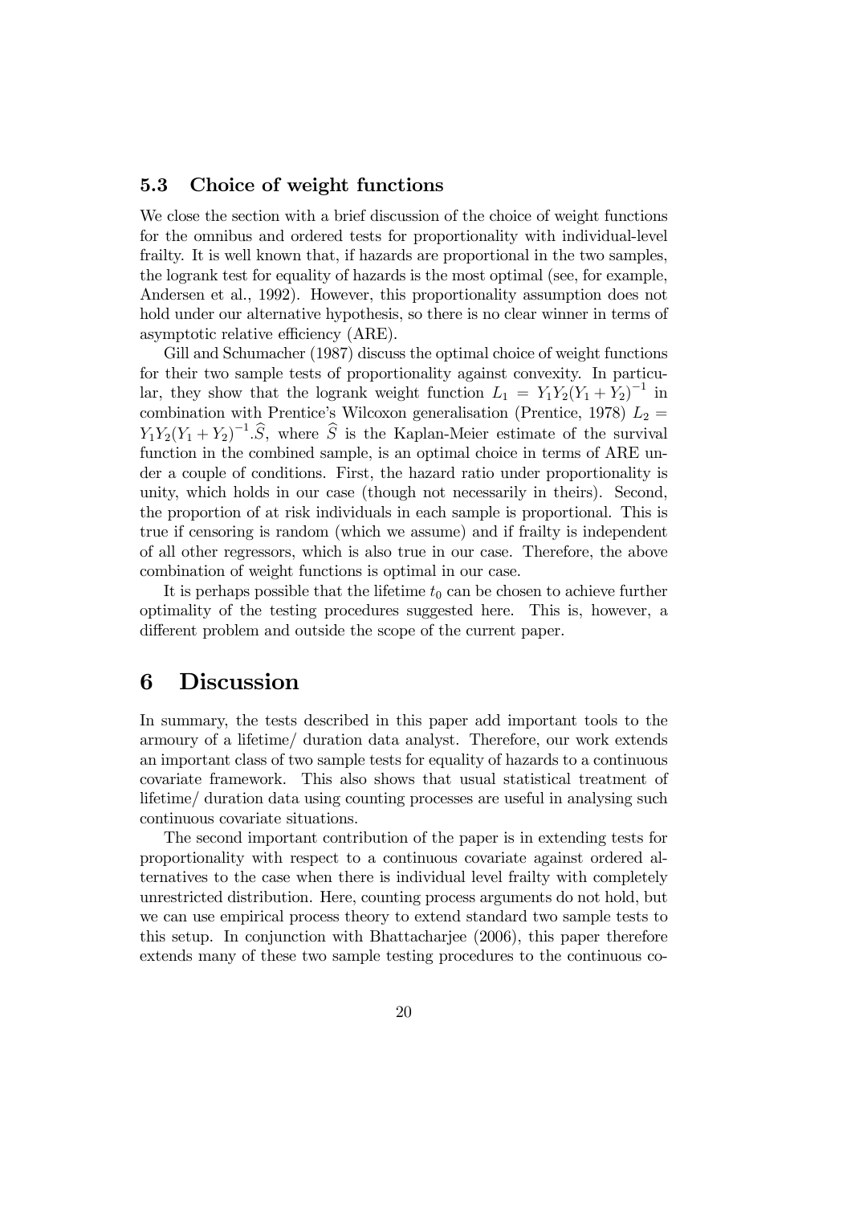### 5.3 Choice of weight functions

We close the section with a brief discussion of the choice of weight functions for the omnibus and ordered tests for proportionality with individual-level frailty. It is well known that, if hazards are proportional in the two samples, the logrank test for equality of hazards is the most optimal (see, for example, Andersen et al., 1992). However, this proportionality assumption does not hold under our alternative hypothesis, so there is no clear winner in terms of asymptotic relative efficiency (ARE).

Gill and Schumacher (1987) discuss the optimal choice of weight functions for their two sample tests of proportionality against convexity. In particular, they show that the logrank weight function $L_1 = Y_1 Y_2 (Y_1 + Y_2)^{-1}$ in combination with Prentice's Wilcoxon generalisation (Prentice, 1978) $L_2 = Y_1 Y_2 (Y_1 + Y_2)^{-1}.\widehat{S}$, where $\widehat{S}$ is the Kaplan-Meier estimate of the survival function in the combined sample, is an optimal choice in terms of ARE under a couple of conditions. First, the hazard ratio under proportionality is unity, which holds in our case (though not necessarily in theirs). Second, the proportion of at risk individuals in each sample is proportional. This is true if censoring is random (which we assume) and if frailty is independent of all other regressors, which is also true in our case. Therefore, the above combination of weight functions is optimal in our case.

It is perhaps possible that the lifetime $t_0$ can be chosen to achieve further optimality of the testing procedures suggested here. This is, however, a different problem and outside the scope of the current paper.

# 6 Discussion

In summary, the tests described in this paper add important tools to the armoury of a lifetime/ duration data analyst. Therefore, our work extends an important class of two sample tests for equality of hazards to a continuous covariate framework. This also shows that usual statistical treatment of lifetime/ duration data using counting processes are useful in analysing such continuous covariate situations.

The second important contribution of the paper is in extending tests for proportionality with respect to a continuous covariate against ordered alternatives to the case when there is individual level frailty with completely unrestricted distribution. Here, counting process arguments do not hold, but we can use empirical process theory to extend standard two sample tests to this setup. In conjunction with Bhattacharjee (2006), this paper therefore extends many of these two sample testing procedures to the continuous co-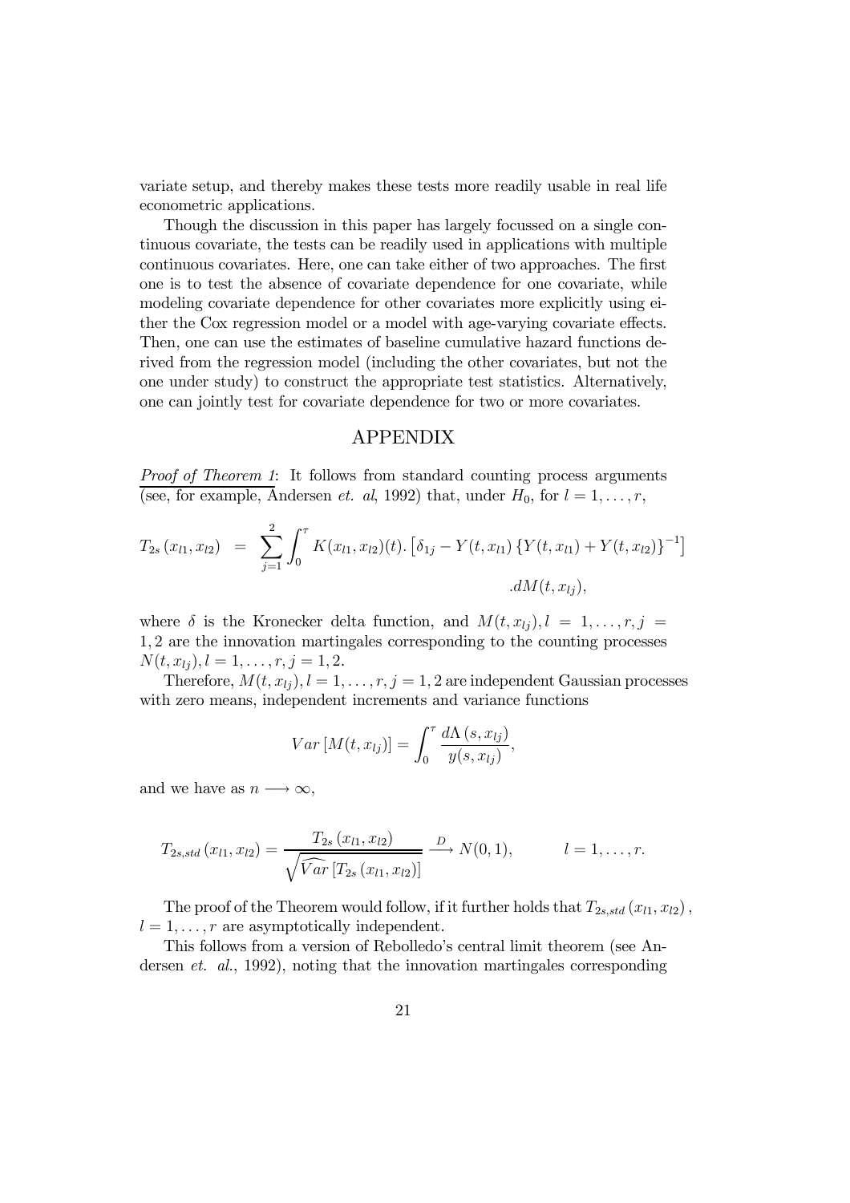variate setup, and thereby makes these tests more readily usable in real life econometric applications.

Though the discussion in this paper has largely focussed on a single continuous covariate, the tests can be readily used in applications with multiple continuous covariates. Here, one can take either of two approaches. The first one is to test the absence of covariate dependence for one covariate, while modeling covariate dependence for other covariates more explicitly using either the Cox regression model or a model with age-varying covariate effects. Then, one can use the estimates of baseline cumulative hazard functions derived from the regression model (including the other covariates, but not the one under study) to construct the appropriate test statistics. Alternatively, one can jointly test for covariate dependence for two or more covariates.

## APPENDIX

*Proof of Theorem 1*: It follows from standard counting process arguments (see, for example, Andersen *et. al*, 1992) that, under $H_0$, for $l = 1, \ldots, r$,

$$T_{2s}(x_{l1}, x_{l2}) = \sum_{j=1}^{2} \int_0^{\tau} K(x_{l1}, x_{l2})(t). \left[\delta_{1j} - Y(t, x_{l1}) \left\{Y(t, x_{l1}) + Y(t, x_{l2})\right\}^{-1}\right] .dM(t, x_{lj}),$$

where $\delta$ is the Kronecker delta function, and $M(t, x_{lj}), l = 1, \ldots, r, j = 1, 2$ are the innovation martingales corresponding to the counting processes $N(t, x_{lj}), l = 1, \ldots, r, j = 1, 2$.

Therefore, $M(t, x_{lj}), l = 1, \ldots, r, j = 1, 2$ are independent Gaussian processes with zero means, independent increments and variance functions

$$Var\left[M(t, x_{lj})\right] = \int_0^{\tau} \frac{d\Lambda(s, x_{lj})}{y(s, x_{lj})},$$

and we have as $n \longrightarrow \infty$,

$$T_{2s,std}(x_{l1}, x_{l2}) = \frac{T_{2s}(x_{l1}, x_{l2})}{\sqrt{\widehat{Var}\left[T_{2s}(x_{l1}, x_{l2})\right]}} \xrightarrow{D} N(0, 1), \qquad l = 1, \ldots, r.$$

The proof of the Theorem would follow, if it further holds that $T_{2s,std}(x_{l1}, x_{l2})$, $l = 1, \ldots, r$ are asymptotically independent.

This follows from a version of Rebolledo's central limit theorem (see Andersen *et. al.*, 1992), noting that the innovation martingales corresponding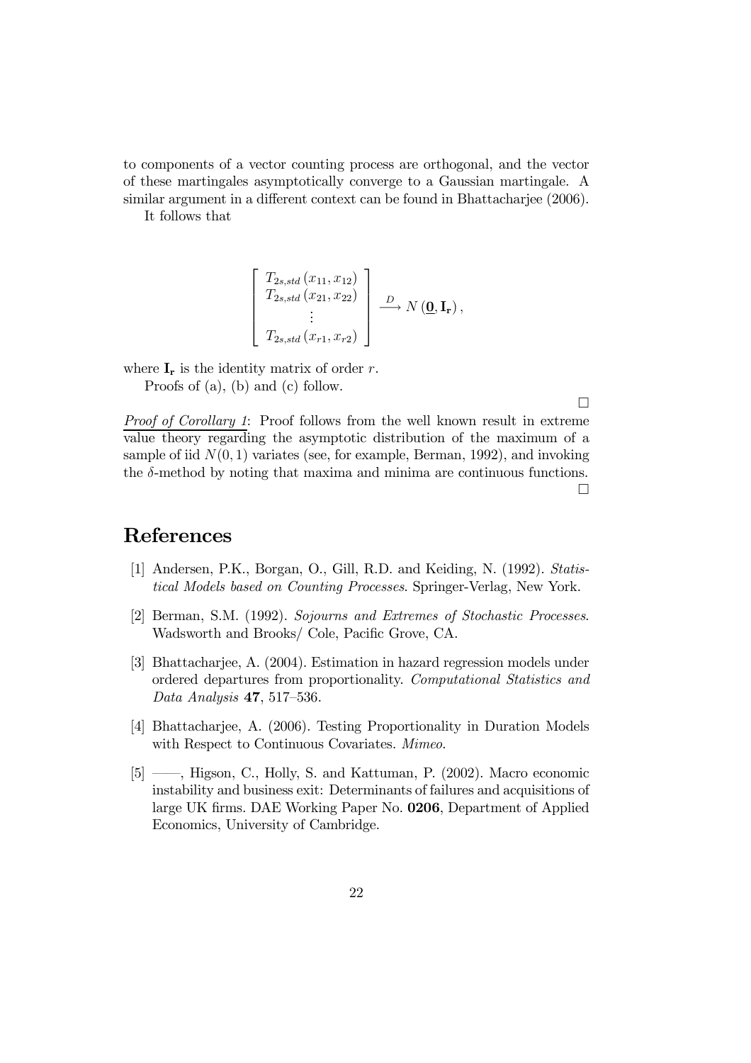to components of a vector counting process are orthogonal, and the vector of these martingales asymptotically converge to a Gaussian martingale. A similar argument in a different context can be found in Bhattacharjee (2006).

It follows that

$$\left[\begin{array}{c} T_{2s,std}\left(x_{11},x_{12}\right) \\ T_{2s,std}\left(x_{21},x_{22}\right) \\ \vdots \\ T_{2s,std}\left(x_{r1},x_{r2}\right) \end{array}\right] \xrightarrow{D} N\left(\underline{\mathbf{0}},\mathbf{I_r}\right),$$

where $\mathbf{I_r}$ is the identity matrix of order $r$.

Proofs of (a), (b) and (c) follow.

□

*Proof of Corollary 1*: Proof follows from the well known result in extreme value theory regarding the asymptotic distribution of the maximum of a sample of iid $N(0,1)$ variates (see, for example, Berman, 1992), and invoking the $\delta$-method by noting that maxima and minima are continuous functions.

□

# References

[1] Andersen, P.K., Borgan, O., Gill, R.D. and Keiding, N. (1992). *Statistical Models based on Counting Processes*. Springer-Verlag, New York.

[2] Berman, S.M. (1992). *Sojourns and Extremes of Stochastic Processes*. Wadsworth and Brooks/ Cole, Pacific Grove, CA.

[3] Bhattacharjee, A. (2004). Estimation in hazard regression models under ordered departures from proportionality. *Computational Statistics and Data Analysis* **47**, 517–536.

[4] Bhattacharjee, A. (2006). Testing Proportionality in Duration Models with Respect to Continuous Covariates. *Mimeo*.

[5] ——, Higson, C., Holly, S. and Kattuman, P. (2002). Macro economic instability and business exit: Determinants of failures and acquisitions of large UK firms. DAE Working Paper No. **0206**, Department of Applied Economics, University of Cambridge.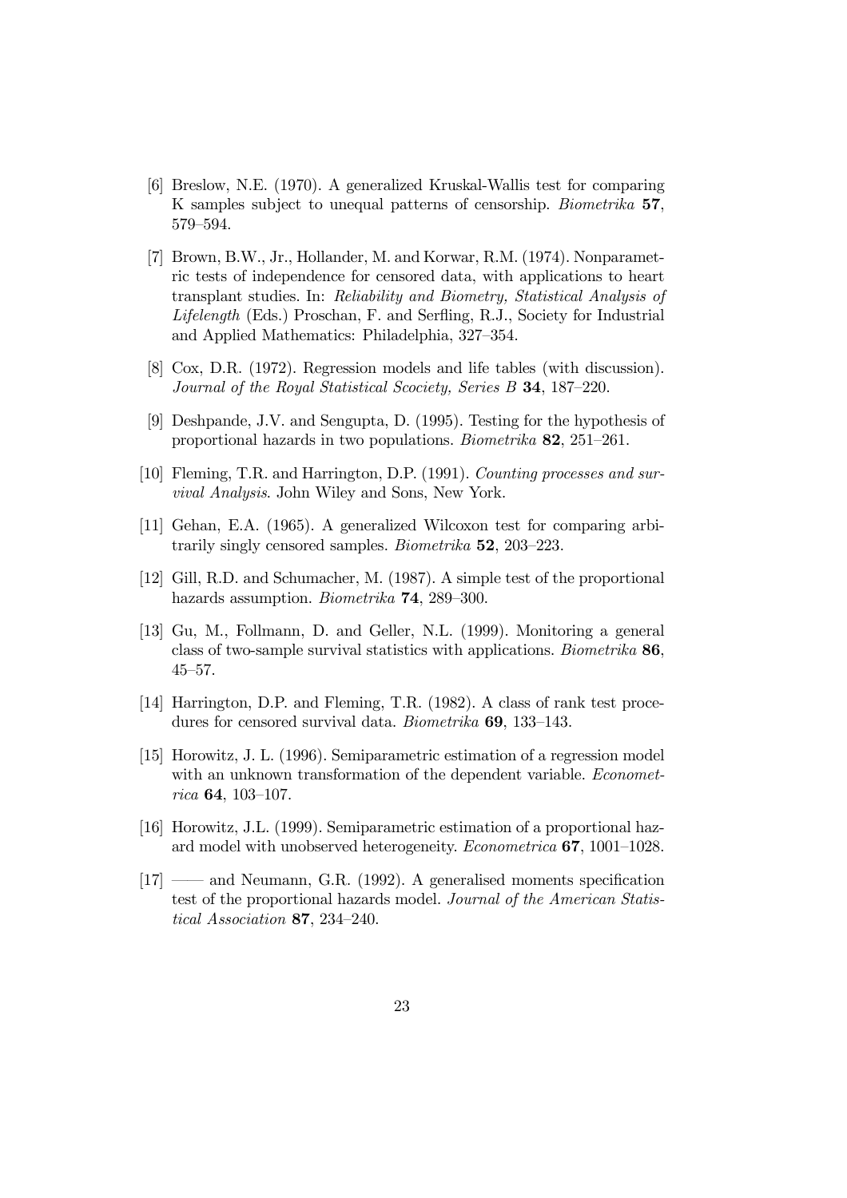[6] Breslow, N.E. (1970). A generalized Kruskal-Wallis test for comparing K samples subject to unequal patterns of censorship. *Biometrika* **57**, 579–594.

[7] Brown, B.W., Jr., Hollander, M. and Korwar, R.M. (1974). Nonparametric tests of independence for censored data, with applications to heart transplant studies. In: *Reliability and Biometry, Statistical Analysis of Lifelength* (Eds.) Proschan, F. and Serfling, R.J., Society for Industrial and Applied Mathematics: Philadelphia, 327–354.

[8] Cox, D.R. (1972). Regression models and life tables (with discussion). *Journal of the Royal Statistical Scociety, Series B* **34**, 187–220.

[9] Deshpande, J.V. and Sengupta, D. (1995). Testing for the hypothesis of proportional hazards in two populations. *Biometrika* **82**, 251–261.

[10] Fleming, T.R. and Harrington, D.P. (1991). *Counting processes and survival Analysis*. John Wiley and Sons, New York.

[11] Gehan, E.A. (1965). A generalized Wilcoxon test for comparing arbitrarily singly censored samples. *Biometrika* **52**, 203–223.

[12] Gill, R.D. and Schumacher, M. (1987). A simple test of the proportional hazards assumption. *Biometrika* **74**, 289–300.

[13] Gu, M., Follmann, D. and Geller, N.L. (1999). Monitoring a general class of two-sample survival statistics with applications. *Biometrika* **86**, 45–57.

[14] Harrington, D.P. and Fleming, T.R. (1982). A class of rank test procedures for censored survival data. *Biometrika* **69**, 133–143.

[15] Horowitz, J. L. (1996). Semiparametric estimation of a regression model with an unknown transformation of the dependent variable. *Econometrica* **64**, 103–107.

[16] Horowitz, J.L. (1999). Semiparametric estimation of a proportional hazard model with unobserved heterogeneity. *Econometrica* **67**, 1001–1028.

[17] —— and Neumann, G.R. (1992). A generalised moments specification test of the proportional hazards model. *Journal of the American Statistical Association* **87**, 234–240.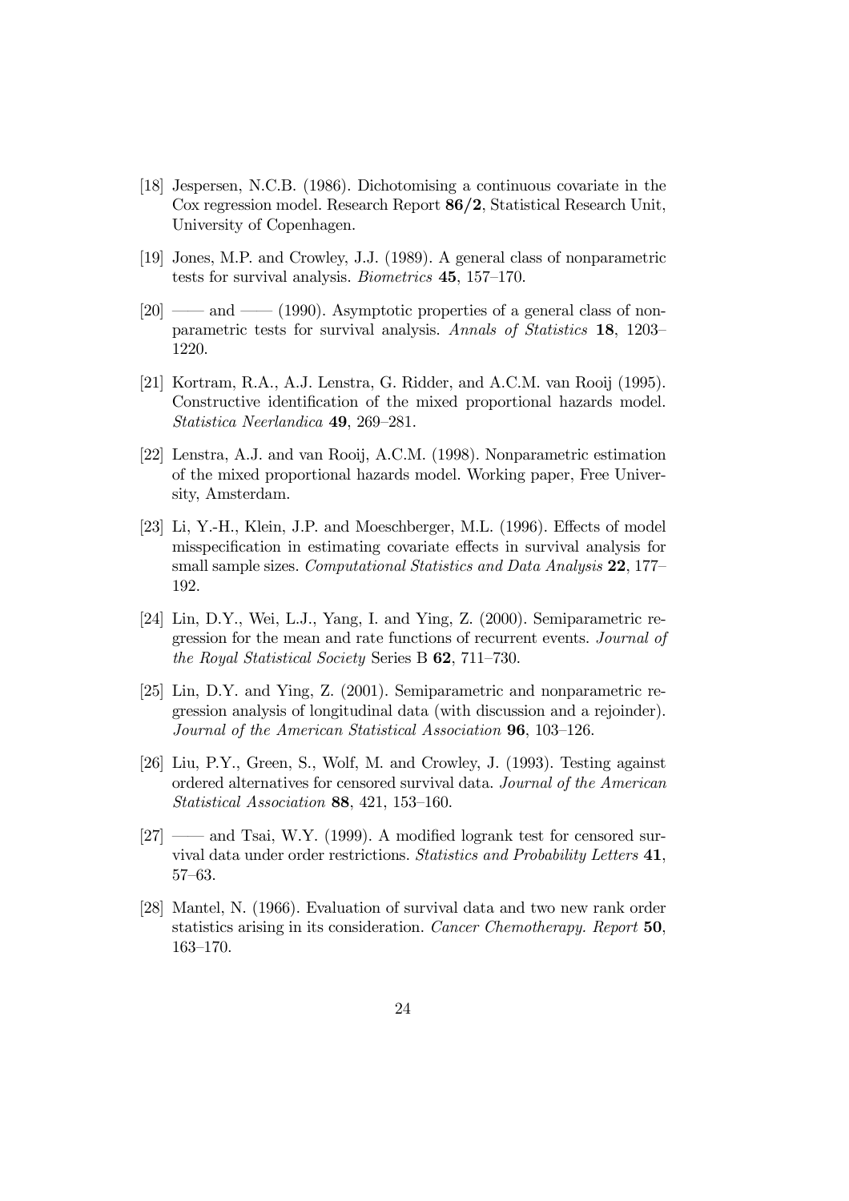[18] Jespersen, N.C.B. (1986). Dichotomising a continuous covariate in the Cox regression model. Research Report **86/2**, Statistical Research Unit, University of Copenhagen.

[19] Jones, M.P. and Crowley, J.J. (1989). A general class of nonparametric tests for survival analysis. *Biometrics* **45**, 157–170.

[20] —— and —— (1990). Asymptotic properties of a general class of nonparametric tests for survival analysis. *Annals of Statistics* **18**, 1203–1220.

[21] Kortram, R.A., A.J. Lenstra, G. Ridder, and A.C.M. van Rooij (1995). Constructive identification of the mixed proportional hazards model. *Statistica Neerlandica* **49**, 269–281.

[22] Lenstra, A.J. and van Rooij, A.C.M. (1998). Nonparametric estimation of the mixed proportional hazards model. Working paper, Free University, Amsterdam.

[23] Li, Y.-H., Klein, J.P. and Moeschberger, M.L. (1996). Effects of model misspecification in estimating covariate effects in survival analysis for small sample sizes. *Computational Statistics and Data Analysis* **22**, 177–192.

[24] Lin, D.Y., Wei, L.J., Yang, I. and Ying, Z. (2000). Semiparametric regression for the mean and rate functions of recurrent events. *Journal of the Royal Statistical Society* Series B **62**, 711–730.

[25] Lin, D.Y. and Ying, Z. (2001). Semiparametric and nonparametric regression analysis of longitudinal data (with discussion and a rejoinder). *Journal of the American Statistical Association* **96**, 103–126.

[26] Liu, P.Y., Green, S., Wolf, M. and Crowley, J. (1993). Testing against ordered alternatives for censored survival data. *Journal of the American Statistical Association* **88**, 421, 153–160.

[27] —— and Tsai, W.Y. (1999). A modified logrank test for censored survival data under order restrictions. *Statistics and Probability Letters* **41**, 57–63.

[28] Mantel, N. (1966). Evaluation of survival data and two new rank order statistics arising in its consideration. *Cancer Chemotherapy. Report* **50**, 163–170.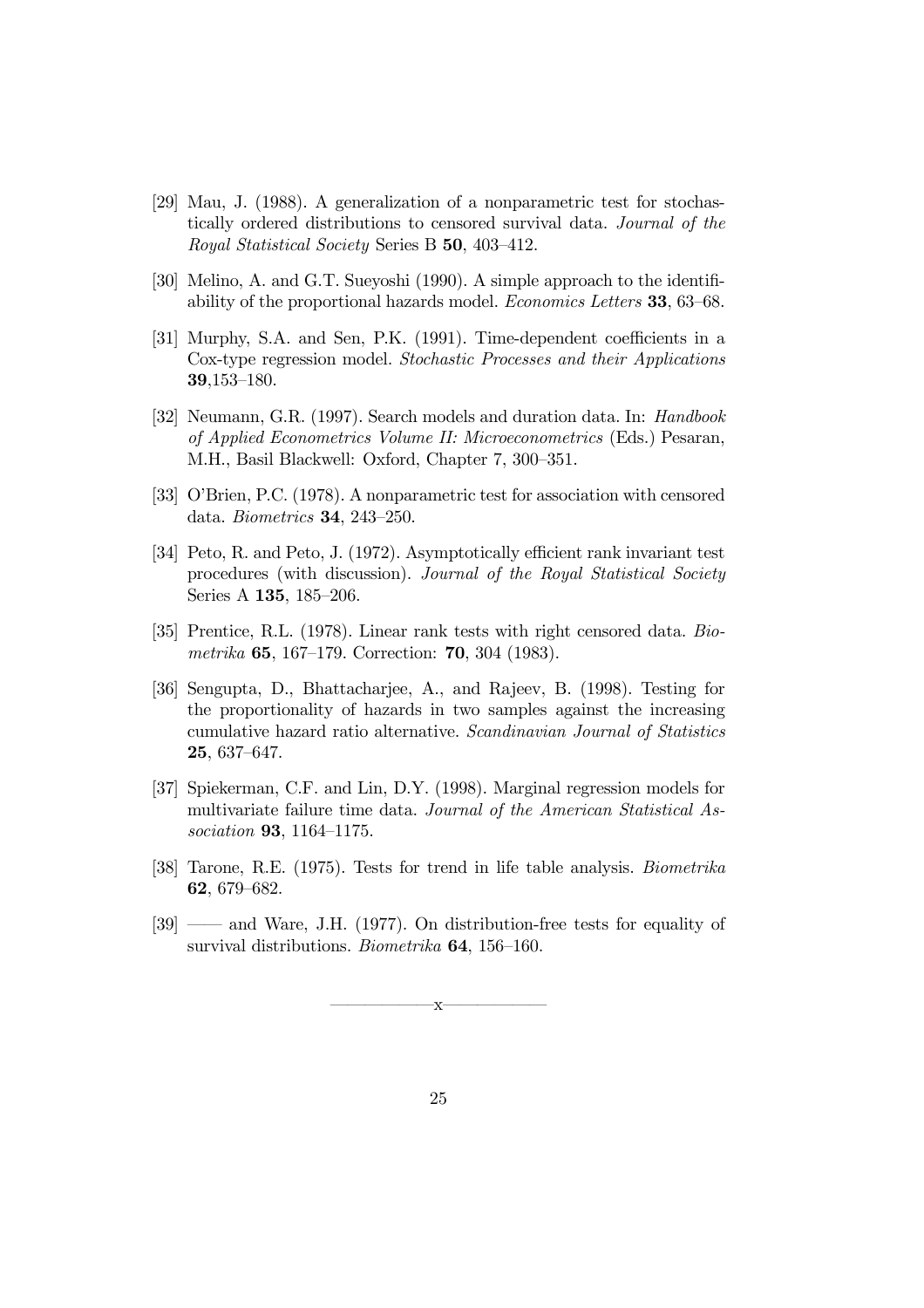[29] Mau, J. (1988). A generalization of a nonparametric test for stochastically ordered distributions to censored survival data. *Journal of the Royal Statistical Society* Series B **50**, 403–412.

[30] Melino, A. and G.T. Sueyoshi (1990). A simple approach to the identifiability of the proportional hazards model. *Economics Letters* **33**, 63–68.

[31] Murphy, S.A. and Sen, P.K. (1991). Time-dependent coefficients in a Cox-type regression model. *Stochastic Processes and their Applications* **39**,153–180.

[32] Neumann, G.R. (1997). Search models and duration data. In: *Handbook of Applied Econometrics Volume II: Microeconometrics* (Eds.) Pesaran, M.H., Basil Blackwell: Oxford, Chapter 7, 300–351.

[33] O'Brien, P.C. (1978). A nonparametric test for association with censored data. *Biometrics* **34**, 243–250.

[34] Peto, R. and Peto, J. (1972). Asymptotically efficient rank invariant test procedures (with discussion). *Journal of the Royal Statistical Society* Series A **135**, 185–206.

[35] Prentice, R.L. (1978). Linear rank tests with right censored data. *Biometrika* **65**, 167–179. Correction: **70**, 304 (1983).

[36] Sengupta, D., Bhattacharjee, A., and Rajeev, B. (1998). Testing for the proportionality of hazards in two samples against the increasing cumulative hazard ratio alternative. *Scandinavian Journal of Statistics* **25**, 637–647.

[37] Spiekerman, C.F. and Lin, D.Y. (1998). Marginal regression models for multivariate failure time data. *Journal of the American Statistical Association* **93**, 1164–1175.

[38] Tarone, R.E. (1975). Tests for trend in life table analysis. *Biometrika* **62**, 679–682.

[39] —— and Ware, J.H. (1977). On distribution-free tests for equality of survival distributions. *Biometrika* **64**, 156–160.

————x————